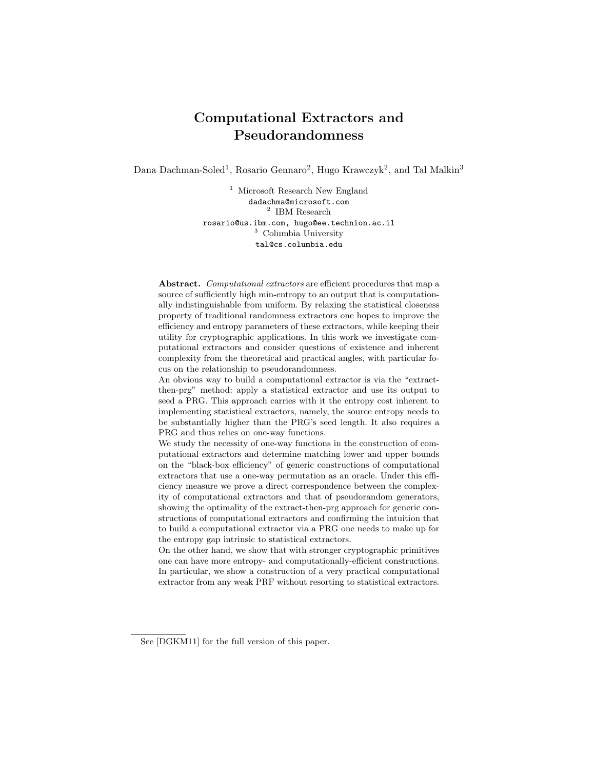# Computational Extractors and Pseudorandomness

Dana Dachman-Soled[1], Rosario Gennaro[2], Hugo Krawczyk[2], and Tal Malkin[3]

[1] Microsoft Research New England
dadachma@microsoft.com
[2] IBM Research
rosario@us.ibm.com, hugo@ee.technion.ac.il
[3] Columbia University
tal@cs.columbia.edu

**Abstract.** *Computational extractors* are efficient procedures that map a source of sufficiently high min-entropy to an output that is computationally indistinguishable from uniform. By relaxing the statistical closeness property of traditional randomness extractors one hopes to improve the efficiency and entropy parameters of these extractors, while keeping their utility for cryptographic applications. In this work we investigate computational extractors and consider questions of existence and inherent complexity from the theoretical and practical angles, with particular focus on the relationship to pseudorandomness.

An obvious way to build a computational extractor is via the "extract-then-prg" method: apply a statistical extractor and use its output to seed a PRG. This approach carries with it the entropy cost inherent to implementing statistical extractors, namely, the source entropy needs to be substantially higher than the PRG's seed length. It also requires a PRG and thus relies on one-way functions.

We study the necessity of one-way functions in the construction of computational extractors and determine matching lower and upper bounds on the "black-box efficiency" of generic constructions of computational extractors that use a one-way permutation as an oracle. Under this efficiency measure we prove a direct correspondence between the complexity of computational extractors and that of pseudorandom generators, showing the optimality of the extract-then-prg approach for generic constructions of computational extractors and confirming the intuition that to build a computational extractor via a PRG one needs to make up for the entropy gap intrinsic to statistical extractors.

On the other hand, we show that with stronger cryptographic primitives one can have more entropy- and computationally-efficient constructions. In particular, we show a construction of a very practical computational extractor from any weak PRF without resorting to statistical extractors.

---

See [DGKM11] for the full version of this paper.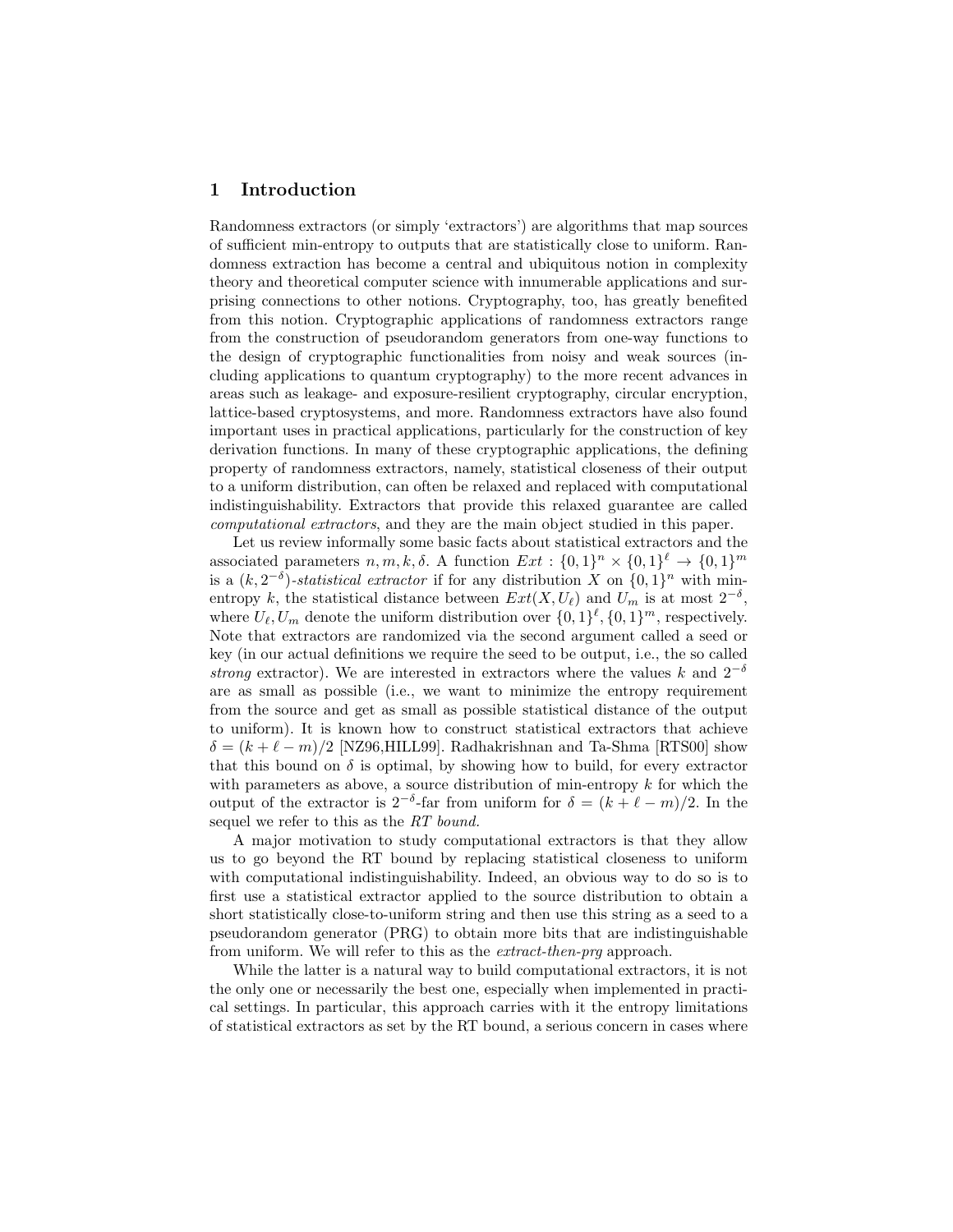# 1 Introduction

Randomness extractors (or simply 'extractors') are algorithms that map sources of sufficient min-entropy to outputs that are statistically close to uniform. Randomness extraction has become a central and ubiquitous notion in complexity theory and theoretical computer science with innumerable applications and surprising connections to other notions. Cryptography, too, has greatly benefited from this notion. Cryptographic applications of randomness extractors range from the construction of pseudorandom generators from one-way functions to the design of cryptographic functionalities from noisy and weak sources (including applications to quantum cryptography) to the more recent advances in areas such as leakage- and exposure-resilient cryptography, circular encryption, lattice-based cryptosystems, and more. Randomness extractors have also found important uses in practical applications, particularly for the construction of key derivation functions. In many of these cryptographic applications, the defining property of randomness extractors, namely, statistical closeness of their output to a uniform distribution, can often be relaxed and replaced with computational indistinguishability. Extractors that provide this relaxed guarantee are called *computational extractors*, and they are the main object studied in this paper.

Let us review informally some basic facts about statistical extractors and the associated parameters $n, m, k, \delta$. A function $Ext : \{0,1\}^n \times \{0,1\}^\ell \to \{0,1\}^m$ is a $(k, 2^{-\delta})$-*statistical extractor* if for any distribution $X$ on $\{0,1\}^n$ with min-entropy $k$, the statistical distance between $Ext(X, U_\ell)$ and $U_m$ is at most $2^{-\delta}$, where $U_\ell, U_m$ denote the uniform distribution over $\{0,1\}^\ell, \{0,1\}^m$, respectively. Note that extractors are randomized via the second argument called a seed or key (in our actual definitions we require the seed to be output, i.e., the so called *strong* extractor). We are interested in extractors where the values $k$ and $2^{-\delta}$ are as small as possible (i.e., we want to minimize the entropy requirement from the source and get as small as possible statistical distance of the output to uniform). It is known how to construct statistical extractors that achieve $\delta = (k + \ell - m)/2$ [NZ96,HILL99]. Radhakrishnan and Ta-Shma [RTS00] show that this bound on $\delta$ is optimal, by showing how to build, for every extractor with parameters as above, a source distribution of min-entropy $k$ for which the output of the extractor is $2^{-\delta}$-far from uniform for $\delta = (k + \ell - m)/2$. In the sequel we refer to this as the *RT bound.*

A major motivation to study computational extractors is that they allow us to go beyond the RT bound by replacing statistical closeness to uniform with computational indistinguishability. Indeed, an obvious way to do so is to first use a statistical extractor applied to the source distribution to obtain a short statistically close-to-uniform string and then use this string as a seed to a pseudorandom generator (PRG) to obtain more bits that are indistinguishable from uniform. We will refer to this as the *extract-then-prg* approach.

While the latter is a natural way to build computational extractors, it is not the only one or necessarily the best one, especially when implemented in practical settings. In particular, this approach carries with it the entropy limitations of statistical extractors as set by the RT bound, a serious concern in cases where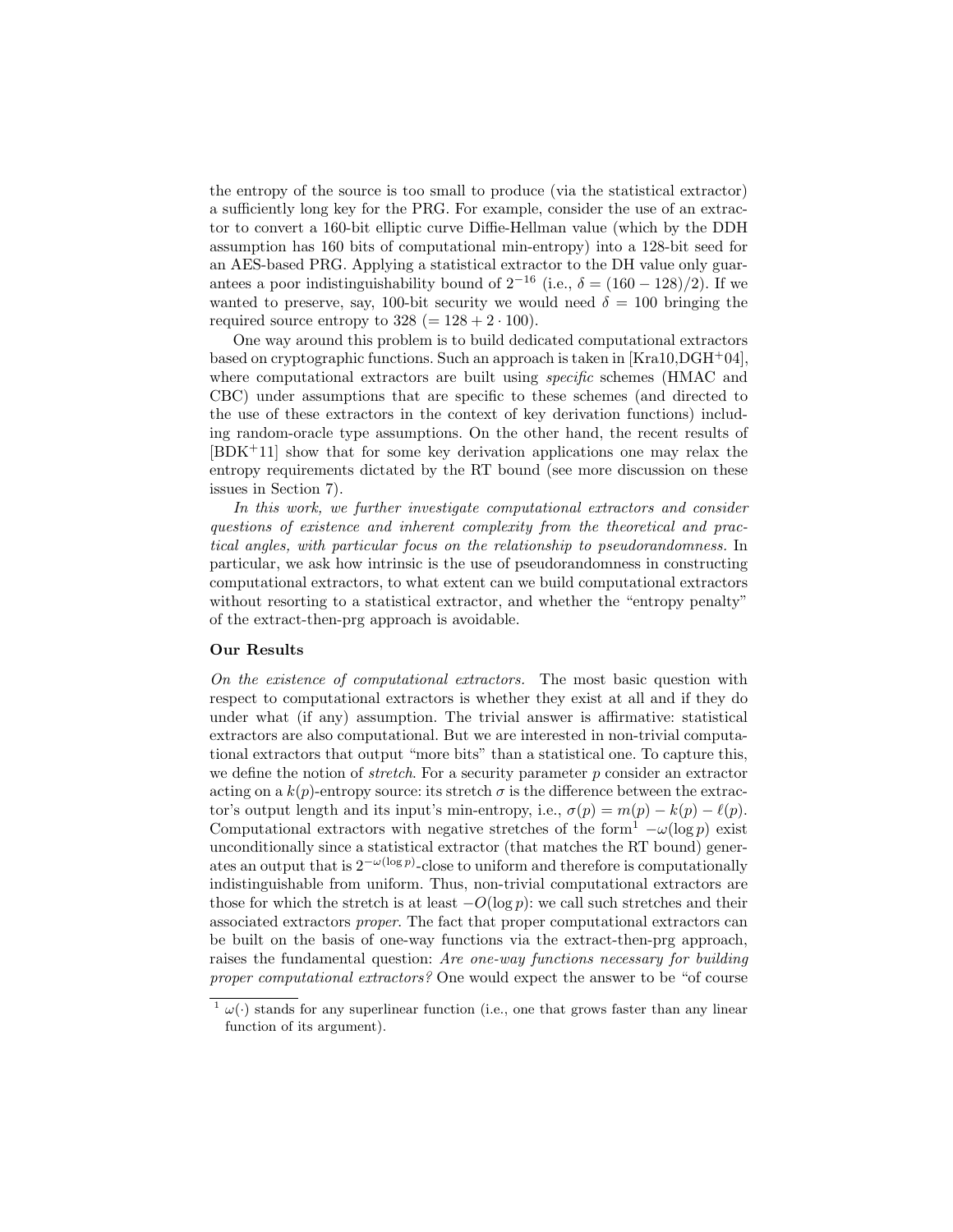the entropy of the source is too small to produce (via the statistical extractor) a sufficiently long key for the PRG. For example, consider the use of an extractor to convert a 160-bit elliptic curve Diffie-Hellman value (which by the DDH assumption has 160 bits of computational min-entropy) into a 128-bit seed for an AES-based PRG. Applying a statistical extractor to the DH value only guarantees a poor indistinguishability bound of $2^{-16}$ (i.e., $\delta = (160 - 128)/2$). If we wanted to preserve, say, 100-bit security we would need $\delta = 100$ bringing the required source entropy to 328 ($= 128 + 2 \cdot 100$).

One way around this problem is to build dedicated computational extractors based on cryptographic functions. Such an approach is taken in [Kra10,DGH[+]04], where computational extractors are built using *specific* schemes (HMAC and CBC) under assumptions that are specific to these schemes (and directed to the use of these extractors in the context of key derivation functions) including random-oracle type assumptions. On the other hand, the recent results of [BDK[+]11] show that for some key derivation applications one may relax the entropy requirements dictated by the RT bound (see more discussion on these issues in Section 7).

*In this work, we further investigate computational extractors and consider questions of existence and inherent complexity from the theoretical and practical angles, with particular focus on the relationship to pseudorandomness.* In particular, we ask how intrinsic is the use of pseudorandomness in constructing computational extractors, to what extent can we build computational extractors without resorting to a statistical extractor, and whether the "entropy penalty" of the extract-then-prg approach is avoidable.

**Our Results**

*On the existence of computational extractors.* The most basic question with respect to computational extractors is whether they exist at all and if they do under what (if any) assumption. The trivial answer is affirmative: statistical extractors are also computational. But we are interested in non-trivial computational extractors that output "more bits" than a statistical one. To capture this, we define the notion of *stretch*. For a security parameter $p$ consider an extractor acting on a $k(p)$-entropy source: its stretch $\sigma$ is the difference between the extractor's output length and its input's min-entropy, i.e., $\sigma(p) = m(p) - k(p) - \ell(p)$. Computational extractors with negative stretches of the form[1] $-\omega(\log p)$ exist unconditionally since a statistical extractor (that matches the RT bound) generates an output that is $2^{-\omega(\log p)}$-close to uniform and therefore is computationally indistinguishable from uniform. Thus, non-trivial computational extractors are those for which the stretch is at least $-O(\log p)$: we call such stretches and their associated extractors *proper*. The fact that proper computational extractors can be built on the basis of one-way functions via the extract-then-prg approach, raises the fundamental question: *Are one-way functions necessary for building proper computational extractors?* One would expect the answer to be "of course

[1] $\omega(\cdot)$ stands for any superlinear function (i.e., one that grows faster than any linear function of its argument).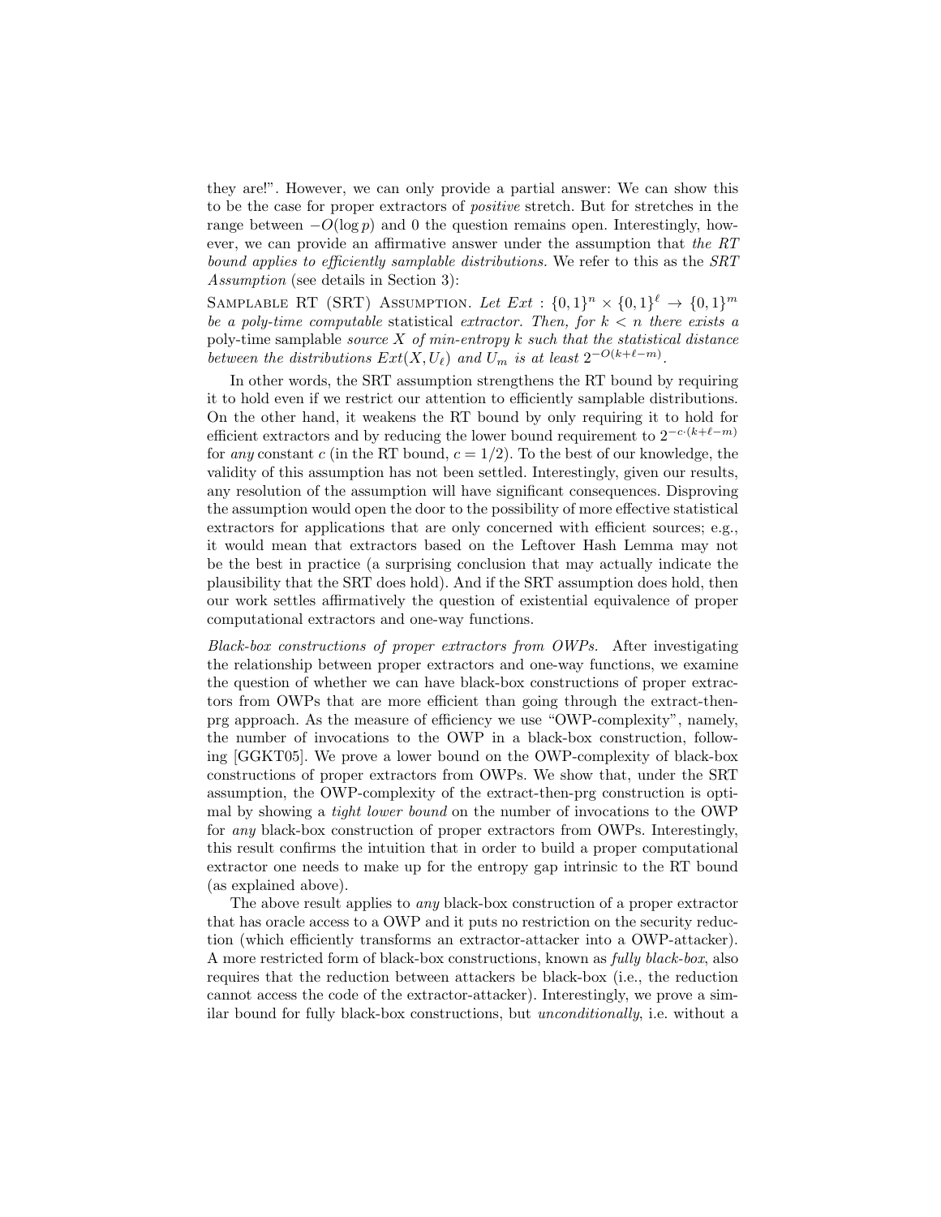they are!". However, we can only provide a partial answer: We can show this to be the case for proper extractors of *positive* stretch. But for stretches in the range between $-O(\log p)$ and 0 the question remains open. Interestingly, however, we can provide an affirmative answer under the assumption that *the RT bound applies to efficiently samplable distributions.* We refer to this as the *SRT Assumption* (see details in Section 3):

Samplable RT (SRT) Assumption. *Let $Ext : \{0,1\}^n \times \{0,1\}^\ell \to \{0,1\}^m$ be a poly-time computable* statistical *extractor. Then, for $k < n$ there exists a* poly-time samplable *source $X$ of min-entropy $k$ such that the statistical distance between the distributions $Ext(X, U_\ell)$ and $U_m$ is at least $2^{-O(k+\ell-m)}$.*

In other words, the SRT assumption strengthens the RT bound by requiring it to hold even if we restrict our attention to efficiently samplable distributions. On the other hand, it weakens the RT bound by only requiring it to hold for efficient extractors and by reducing the lower bound requirement to $2^{-c\cdot(k+\ell-m)}$ for *any* constant $c$ (in the RT bound, $c = 1/2$). To the best of our knowledge, the validity of this assumption has not been settled. Interestingly, given our results, any resolution of the assumption will have significant consequences. Disproving the assumption would open the door to the possibility of more effective statistical extractors for applications that are only concerned with efficient sources; e.g., it would mean that extractors based on the Leftover Hash Lemma may not be the best in practice (a surprising conclusion that may actually indicate the plausibility that the SRT does hold). And if the SRT assumption does hold, then our work settles affirmatively the question of existential equivalence of proper computational extractors and one-way functions.

*Black-box constructions of proper extractors from OWPs.* After investigating the relationship between proper extractors and one-way functions, we examine the question of whether we can have black-box constructions of proper extractors from OWPs that are more efficient than going through the extract-then-prg approach. As the measure of efficiency we use "OWP-complexity", namely, the number of invocations to the OWP in a black-box construction, following [GGKT05]. We prove a lower bound on the OWP-complexity of black-box constructions of proper extractors from OWPs. We show that, under the SRT assumption, the OWP-complexity of the extract-then-prg construction is optimal by showing a *tight lower bound* on the number of invocations to the OWP for *any* black-box construction of proper extractors from OWPs. Interestingly, this result confirms the intuition that in order to build a proper computational extractor one needs to make up for the entropy gap intrinsic to the RT bound (as explained above).

The above result applies to *any* black-box construction of a proper extractor that has oracle access to a OWP and it puts no restriction on the security reduction (which efficiently transforms an extractor-attacker into a OWP-attacker). A more restricted form of black-box constructions, known as *fully black-box*, also requires that the reduction between attackers be black-box (i.e., the reduction cannot access the code of the extractor-attacker). Interestingly, we prove a similar bound for fully black-box constructions, but *unconditionally*, i.e. without a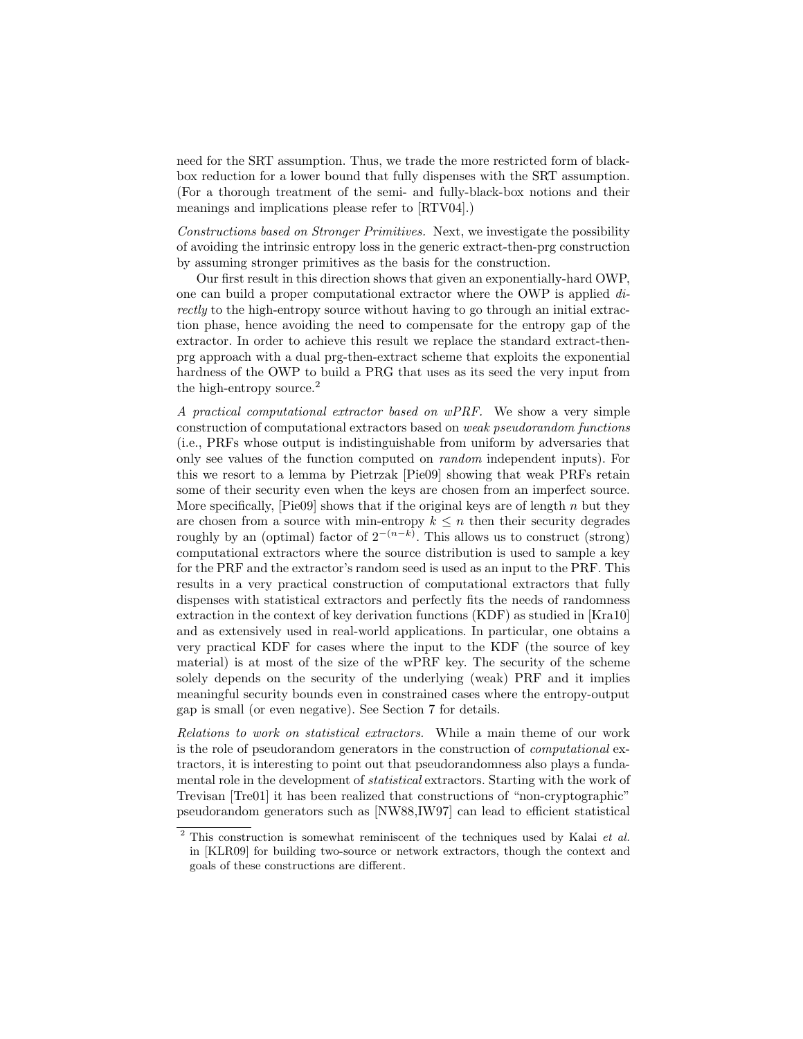need for the SRT assumption. Thus, we trade the more restricted form of black-box reduction for a lower bound that fully dispenses with the SRT assumption. (For a thorough treatment of the semi- and fully-black-box notions and their meanings and implications please refer to [RTV04].)

*Constructions based on Stronger Primitives.* Next, we investigate the possibility of avoiding the intrinsic entropy loss in the generic extract-then-prg construction by assuming stronger primitives as the basis for the construction.

Our first result in this direction shows that given an exponentially-hard OWP, one can build a proper computational extractor where the OWP is applied *directly* to the high-entropy source without having to go through an initial extraction phase, hence avoiding the need to compensate for the entropy gap of the extractor. In order to achieve this result we replace the standard extract-then-prg approach with a dual prg-then-extract scheme that exploits the exponential hardness of the OWP to build a PRG that uses as its seed the very input from the high-entropy source.[2]

*A practical computational extractor based on wPRF.* We show a very simple construction of computational extractors based on *weak pseudorandom functions* (i.e., PRFs whose output is indistinguishable from uniform by adversaries that only see values of the function computed on *random* independent inputs). For this we resort to a lemma by Pietrzak [Pie09] showing that weak PRFs retain some of their security even when the keys are chosen from an imperfect source. More specifically, [Pie09] shows that if the original keys are of length $n$ but they are chosen from a source with min-entropy $k \leq n$ then their security degrades roughly by an (optimal) factor of $2^{-(n-k)}$. This allows us to construct (strong) computational extractors where the source distribution is used to sample a key for the PRF and the extractor's random seed is used as an input to the PRF. This results in a very practical construction of computational extractors that fully dispenses with statistical extractors and perfectly fits the needs of randomness extraction in the context of key derivation functions (KDF) as studied in [Kra10] and as extensively used in real-world applications. In particular, one obtains a very practical KDF for cases where the input to the KDF (the source of key material) is at most of the size of the wPRF key. The security of the scheme solely depends on the security of the underlying (weak) PRF and it implies meaningful security bounds even in constrained cases where the entropy-output gap is small (or even negative). See Section 7 for details.

*Relations to work on statistical extractors.* While a main theme of our work is the role of pseudorandom generators in the construction of *computational* extractors, it is interesting to point out that pseudorandomness also plays a fundamental role in the development of *statistical* extractors. Starting with the work of Trevisan [Tre01] it has been realized that constructions of "non-cryptographic" pseudorandom generators such as [NW88,IW97] can lead to efficient statistical

[2] This construction is somewhat reminiscent of the techniques used by Kalai *et al.* in [KLR09] for building two-source or network extractors, though the context and goals of these constructions are different.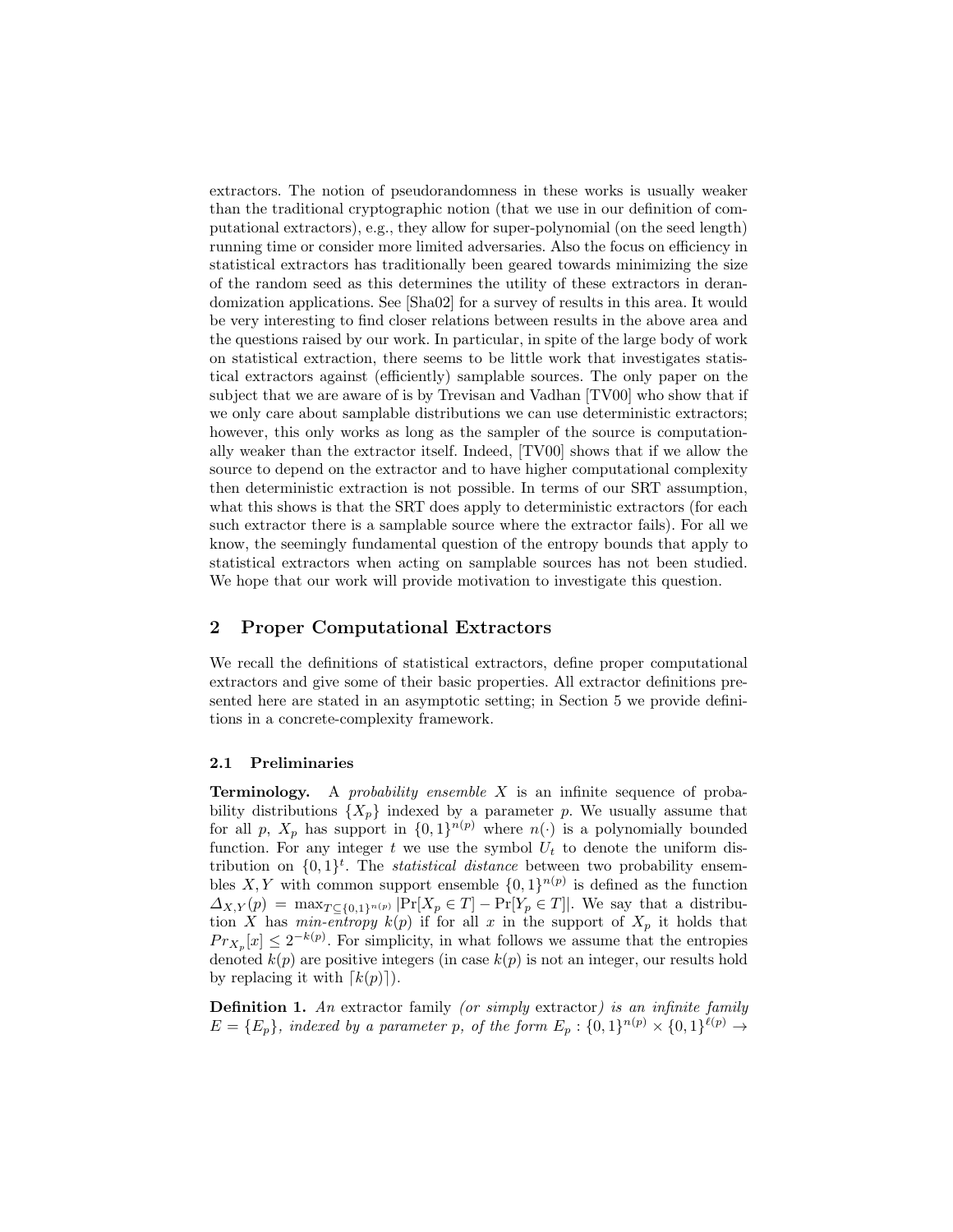extractors. The notion of pseudorandomness in these works is usually weaker than the traditional cryptographic notion (that we use in our definition of computational extractors), e.g., they allow for super-polynomial (on the seed length) running time or consider more limited adversaries. Also the focus on efficiency in statistical extractors has traditionally been geared towards minimizing the size of the random seed as this determines the utility of these extractors in derandomization applications. See [Sha02] for a survey of results in this area. It would be very interesting to find closer relations between results in the above area and the questions raised by our work. In particular, in spite of the large body of work on statistical extraction, there seems to be little work that investigates statistical extractors against (efficiently) samplable sources. The only paper on the subject that we are aware of is by Trevisan and Vadhan [TV00] who show that if we only care about samplable distributions we can use deterministic extractors; however, this only works as long as the sampler of the source is computationally weaker than the extractor itself. Indeed, [TV00] shows that if we allow the source to depend on the extractor and to have higher computational complexity then deterministic extraction is not possible. In terms of our SRT assumption, what this shows is that the SRT does apply to deterministic extractors (for each such extractor there is a samplable source where the extractor fails). For all we know, the seemingly fundamental question of the entropy bounds that apply to statistical extractors when acting on samplable sources has not been studied. We hope that our work will provide motivation to investigate this question.

## 2 Proper Computational Extractors

We recall the definitions of statistical extractors, define proper computational extractors and give some of their basic properties. All extractor definitions presented here are stated in an asymptotic setting; in Section 5 we provide definitions in a concrete-complexity framework.

### 2.1 Preliminaries

**Terminology.** A *probability ensemble* $X$ is an infinite sequence of probability distributions $\{X_p\}$ indexed by a parameter $p$. We usually assume that for all $p$, $X_p$ has support in $\{0,1\}^{n(p)}$ where $n(\cdot)$ is a polynomially bounded function. For any integer $t$ we use the symbol $U_t$ to denote the uniform distribution on $\{0,1\}^t$. The *statistical distance* between two probability ensembles $X, Y$ with common support ensemble $\{0,1\}^{n(p)}$ is defined as the function $\Delta_{X,Y}(p) = \max_{T \subseteq \{0,1\}^{n(p)}} |\Pr[X_p \in T] - \Pr[Y_p \in T]|$. We say that a distribution $X$ has *min-entropy* $k(p)$ if for all $x$ in the support of $X_p$ it holds that $Pr_{X_p}[x] \leq 2^{-k(p)}$. For simplicity, in what follows we assume that the entropies denoted $k(p)$ are positive integers (in case $k(p)$ is not an integer, our results hold by replacing it with $\lceil k(p) \rceil$).

**Definition 1.** *An* extractor family *(or simply* extractor*) is an infinite family $E = \{E_p\}$, indexed by a parameter $p$, of the form $E_p : \{0,1\}^{n(p)} \times \{0,1\}^{\ell(p)} \rightarrow$*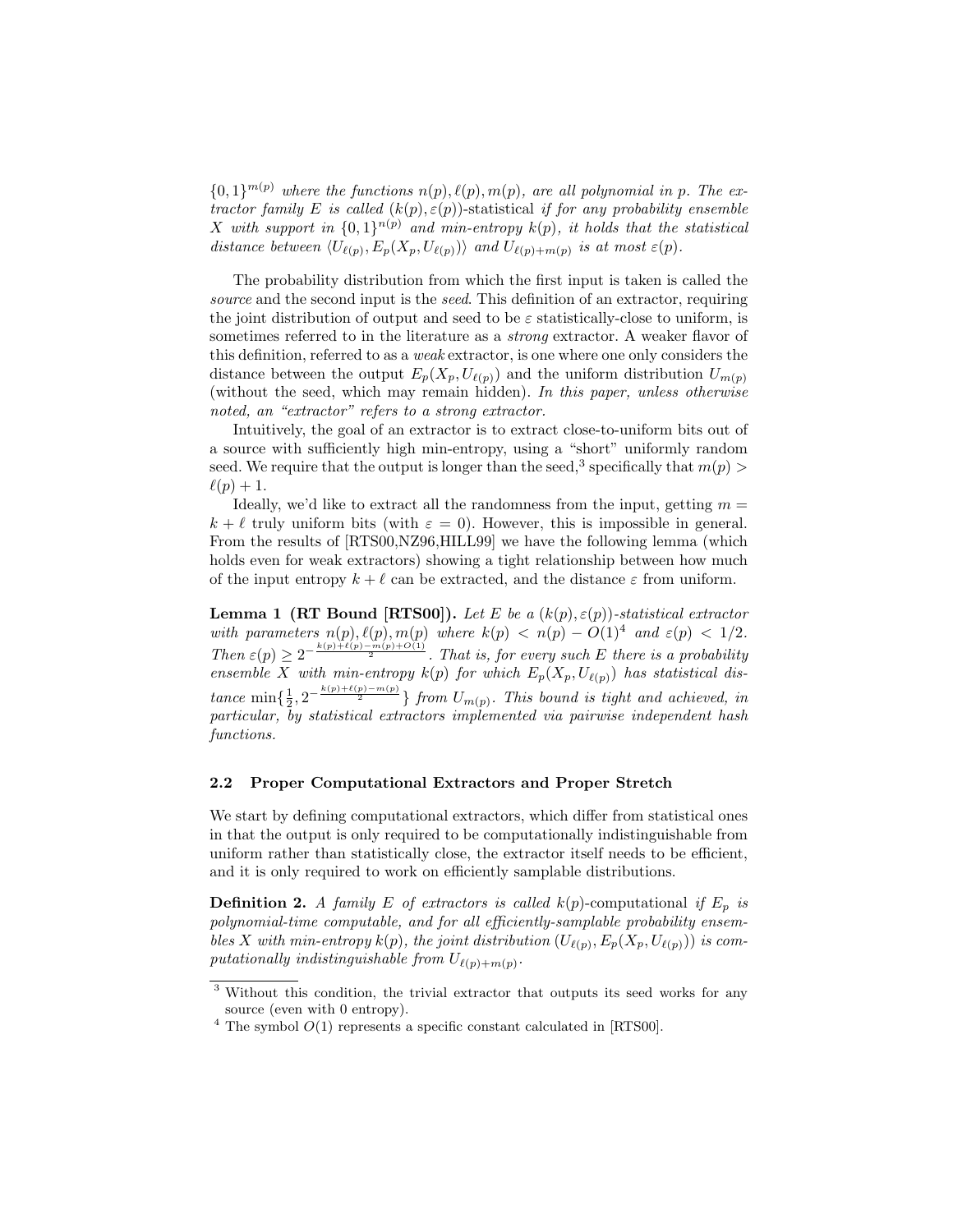$\{0,1\}^{m(p)}$ *where the functions* $n(p), \ell(p), m(p)$*, are all polynomial in* $p$*. The extractor family* $E$ *is called* $(k(p), \varepsilon(p))$-statistical *if for any probability ensemble* $X$ *with support in* $\{0,1\}^{n(p)}$ *and min-entropy* $k(p)$*, it holds that the statistical distance between* $\langle U_{\ell(p)}, E_p(X_p, U_{\ell(p)})\rangle$ *and* $U_{\ell(p)+m(p)}$ *is at most* $\varepsilon(p)$*.*

The probability distribution from which the first input is taken is called the *source* and the second input is the *seed*. This definition of an extractor, requiring the joint distribution of output and seed to be $\varepsilon$ statistically-close to uniform, is sometimes referred to in the literature as a *strong* extractor. A weaker flavor of this definition, referred to as a *weak* extractor, is one where one only considers the distance between the output $E_p(X_p, U_{\ell(p)})$ and the uniform distribution $U_{m(p)}$ (without the seed, which may remain hidden). *In this paper, unless otherwise noted, an "extractor" refers to a strong extractor.*

Intuitively, the goal of an extractor is to extract close-to-uniform bits out of a source with sufficiently high min-entropy, using a "short" uniformly random seed. We require that the output is longer than the seed,[3] specifically that $m(p) > \ell(p) + 1$.

Ideally, we'd like to extract all the randomness from the input, getting $m = k + \ell$ truly uniform bits (with $\varepsilon = 0$). However, this is impossible in general. From the results of [RTS00,NZ96,HILL99] we have the following lemma (which holds even for weak extractors) showing a tight relationship between how much of the input entropy $k + \ell$ can be extracted, and the distance $\varepsilon$ from uniform.

**Lemma 1 (RT Bound [RTS00]).** *Let* $E$ *be a* $(k(p), \varepsilon(p))$*-statistical extractor with parameters* $n(p), \ell(p), m(p)$ *where* $k(p) < n(p) - O(1)$[4] *and* $\varepsilon(p) < 1/2$*. Then* $\varepsilon(p) \geq 2^{-\frac{k(p)+\ell(p)-m(p)+O(1)}{2}}$*. That is, for every such* $E$ *there is a probability ensemble* $X$ *with min-entropy* $k(p)$ *for which* $E_p(X_p, U_{\ell(p)})$ *has statistical distance* $\min\{\frac{1}{2}, 2^{-\frac{k(p)+\ell(p)-m(p)}{2}}\}$ *from* $U_{m(p)}$*. This bound is tight and achieved, in particular, by statistical extractors implemented via pairwise independent hash functions.*

### 2.2 Proper Computational Extractors and Proper Stretch

We start by defining computational extractors, which differ from statistical ones in that the output is only required to be computationally indistinguishable from uniform rather than statistically close, the extractor itself needs to be efficient, and it is only required to work on efficiently samplable distributions.

**Definition 2.** *A family* $E$ *of extractors is called* $k(p)$-computational *if* $E_p$ *is polynomial-time computable, and for all efficiently-samplable probability ensembles* $X$ *with min-entropy* $k(p)$*, the joint distribution* $(U_{\ell(p)}, E_p(X_p, U_{\ell(p)}))$ *is computationally indistinguishable from* $U_{\ell(p)+m(p)}$*.*

---

[3] Without this condition, the trivial extractor that outputs its seed works for any source (even with 0 entropy).

[4] The symbol $O(1)$ represents a specific constant calculated in [RTS00].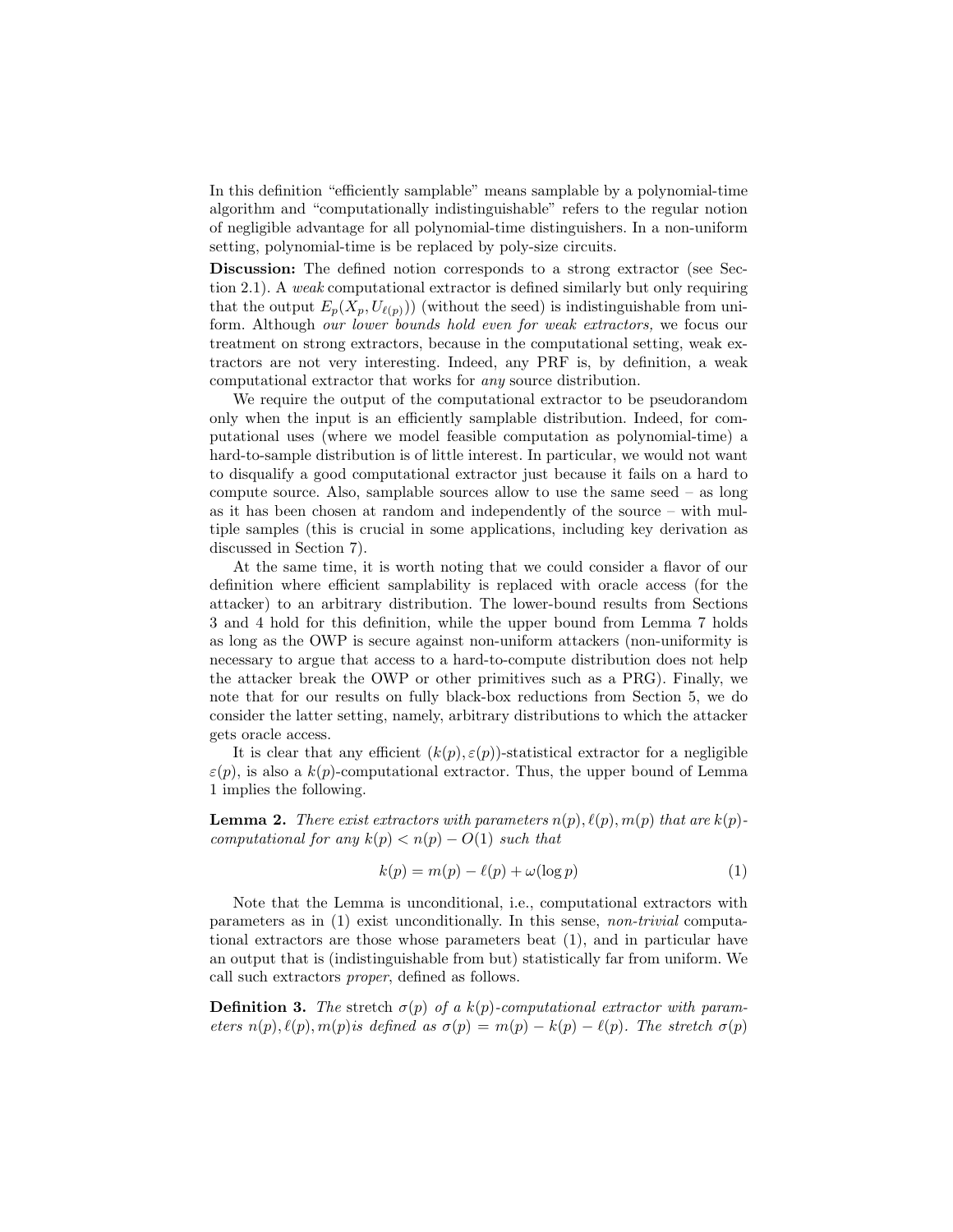In this definition "efficiently samplable" means samplable by a polynomial-time algorithm and "computationally indistinguishable" refers to the regular notion of negligible advantage for all polynomial-time distinguishers. In a non-uniform setting, polynomial-time is be replaced by poly-size circuits.

**Discussion:** The defined notion corresponds to a strong extractor (see Section 2.1). A *weak* computational extractor is defined similarly but only requiring that the output $E_p(X_p, U_{\ell(p)})$ (without the seed) is indistinguishable from uniform. Although *our lower bounds hold even for weak extractors,* we focus our treatment on strong extractors, because in the computational setting, weak extractors are not very interesting. Indeed, any PRF is, by definition, a weak computational extractor that works for *any* source distribution.

We require the output of the computational extractor to be pseudorandom only when the input is an efficiently samplable distribution. Indeed, for computational uses (where we model feasible computation as polynomial-time) a hard-to-sample distribution is of little interest. In particular, we would not want to disqualify a good computational extractor just because it fails on a hard to compute source. Also, samplable sources allow to use the same seed – as long as it has been chosen at random and independently of the source – with multiple samples (this is crucial in some applications, including key derivation as discussed in Section 7).

At the same time, it is worth noting that we could consider a flavor of our definition where efficient samplability is replaced with oracle access (for the attacker) to an arbitrary distribution. The lower-bound results from Sections 3 and 4 hold for this definition, while the upper bound from Lemma 7 holds as long as the OWP is secure against non-uniform attackers (non-uniformity is necessary to argue that access to a hard-to-compute distribution does not help the attacker break the OWP or other primitives such as a PRG). Finally, we note that for our results on fully black-box reductions from Section 5, we do consider the latter setting, namely, arbitrary distributions to which the attacker gets oracle access.

It is clear that any efficient $(k(p), \varepsilon(p))$-statistical extractor for a negligible $\varepsilon(p)$, is also a $k(p)$-computational extractor. Thus, the upper bound of Lemma 1 implies the following.

**Lemma 2.** *There exist extractors with parameters $n(p), \ell(p), m(p)$ that are $k(p)$-computational for any $k(p) < n(p) - O(1)$ such that*

$$k(p) = m(p) - \ell(p) + \omega(\log p) \tag{1}$$

Note that the Lemma is unconditional, i.e., computational extractors with parameters as in (1) exist unconditionally. In this sense, *non-trivial* computational extractors are those whose parameters beat (1), and in particular have an output that is (indistinguishable from but) statistically far from uniform. We call such extractors *proper*, defined as follows.

**Definition 3.** *The* stretch *$\sigma(p)$ of a $k(p)$-computational extractor with parameters $n(p), \ell(p), m(p)$ is defined as $\sigma(p) = m(p) - k(p) - \ell(p)$. The stretch $\sigma(p)$*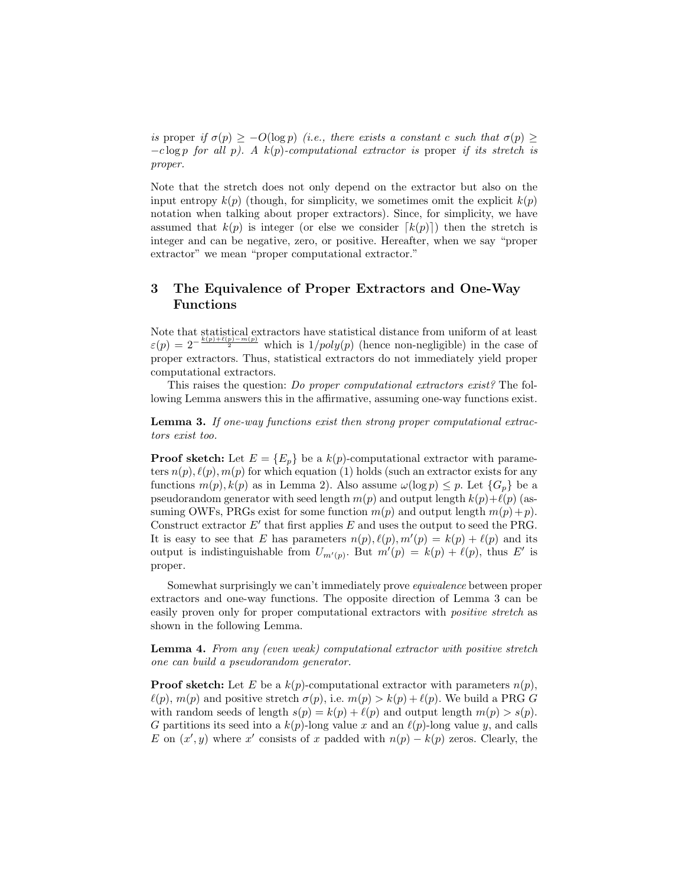*is* proper *if* $\sigma(p) \geq -O(\log p)$ *(i.e., there exists a constant* $c$ *such that* $\sigma(p) \geq -c \log p$ *for all* $p$*). A* $k(p)$*-computational extractor is* proper *if its stretch is proper.*

Note that the stretch does not only depend on the extractor but also on the input entropy $k(p)$ (though, for simplicity, we sometimes omit the explicit $k(p)$ notation when talking about proper extractors). Since, for simplicity, we have assumed that $k(p)$ is integer (or else we consider $\lceil k(p) \rceil$) then the stretch is integer and can be negative, zero, or positive. Hereafter, when we say "proper extractor" we mean "proper computational extractor."

## 3 The Equivalence of Proper Extractors and One-Way Functions

Note that statistical extractors have statistical distance from uniform of at least $\varepsilon(p) = 2^{-\frac{k(p)+\ell(p)-m(p)}{2}}$ which is $1/poly(p)$ (hence non-negligible) in the case of proper extractors. Thus, statistical extractors do not immediately yield proper computational extractors.

This raises the question: *Do proper computational extractors exist?* The following Lemma answers this in the affirmative, assuming one-way functions exist.

**Lemma 3.** *If one-way functions exist then strong proper computational extractors exist too.*

**Proof sketch:** Let $E = \{E_p\}$ be a $k(p)$-computational extractor with parameters $n(p), \ell(p), m(p)$ for which equation (1) holds (such an extractor exists for any functions $m(p), k(p)$ as in Lemma 2). Also assume $\omega(\log p) \leq p$. Let $\{G_p\}$ be a pseudorandom generator with seed length $m(p)$ and output length $k(p)+\ell(p)$ (assuming OWFs, PRGs exist for some function $m(p)$ and output length $m(p)+p$). Construct extractor $E'$ that first applies $E$ and uses the output to seed the PRG. It is easy to see that $E$ has parameters $n(p), \ell(p), m'(p) = k(p) + \ell(p)$ and its output is indistinguishable from $U_{m'(p)}$. But $m'(p) = k(p) + \ell(p)$, thus $E'$ is proper.

Somewhat surprisingly we can't immediately prove *equivalence* between proper extractors and one-way functions. The opposite direction of Lemma 3 can be easily proven only for proper computational extractors with *positive stretch* as shown in the following Lemma.

**Lemma 4.** *From any (even weak) computational extractor with positive stretch one can build a pseudorandom generator.*

**Proof sketch:** Let $E$ be a $k(p)$-computational extractor with parameters $n(p)$, $\ell(p)$, $m(p)$ and positive stretch $\sigma(p)$, i.e. $m(p) > k(p) + \ell(p)$. We build a PRG $G$ with random seeds of length $s(p) = k(p) + \ell(p)$ and output length $m(p) > s(p)$. $G$ partitions its seed into a $k(p)$-long value $x$ and an $\ell(p)$-long value $y$, and calls $E$ on $(x', y)$ where $x'$ consists of $x$ padded with $n(p) - k(p)$ zeros. Clearly, the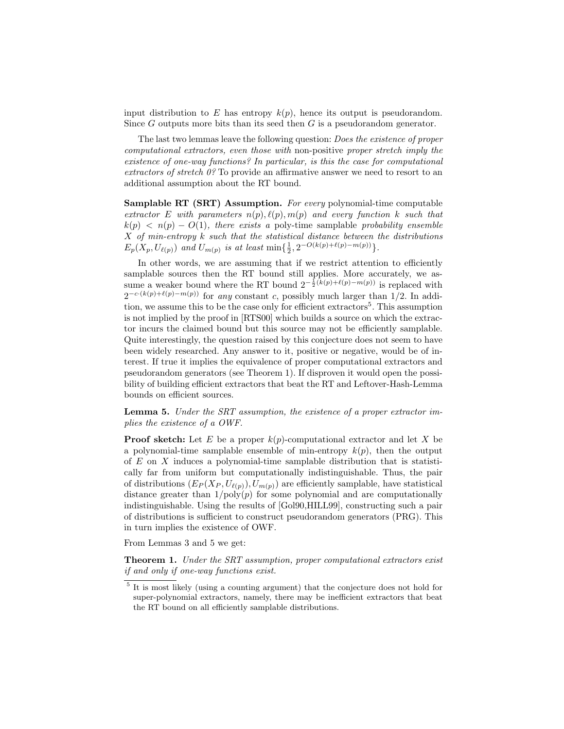input distribution to $E$ has entropy $k(p)$, hence its output is pseudorandom. Since $G$ outputs more bits than its seed then $G$ is a pseudorandom generator.

The last two lemmas leave the following question: *Does the existence of proper computational extractors, even those with* non-positive *proper stretch imply the existence of one-way functions? In particular, is this the case for computational extractors of stretch 0?* To provide an affirmative answer we need to resort to an additional assumption about the RT bound.

**Samplable RT (SRT) Assumption.** *For every* polynomial-time computable *extractor $E$ with parameters $n(p), \ell(p), m(p)$ and every function $k$ such that $k(p) < n(p) - O(1)$, there exists a* poly-time samplable *probability ensemble $X$ of min-entropy $k$ such that the statistical distance between the distributions $E_p(X_p, U_{\ell(p)})$ and $U_{m(p)}$ is at least $\min\{\frac{1}{2}, 2^{-O(k(p)+\ell(p)-m(p))}\}$.*

In other words, we are assuming that if we restrict attention to efficiently samplable sources then the RT bound still applies. More accurately, we assume a weaker bound where the RT bound $2^{-\frac{1}{2}(k(p)+\ell(p)-m(p))}$ is replaced with $2^{-c\cdot(k(p)+\ell(p)-m(p))}$ for *any* constant $c$, possibly much larger than $1/2$. In addition, we assume this to be the case only for efficient extractors[5]. This assumption is not implied by the proof in [RTS00] which builds a source on which the extractor incurs the claimed bound but this source may not be efficiently samplable. Quite interestingly, the question raised by this conjecture does not seem to have been widely researched. Any answer to it, positive or negative, would be of interest. If true it implies the equivalence of proper computational extractors and pseudorandom generators (see Theorem 1). If disproven it would open the possibility of building efficient extractors that beat the RT and Leftover-Hash-Lemma bounds on efficient sources.

**Lemma 5.** *Under the SRT assumption, the existence of a proper extractor implies the existence of a OWF.*

**Proof sketch:** Let $E$ be a proper $k(p)$-computational extractor and let $X$ be a polynomial-time samplable ensemble of min-entropy $k(p)$, then the output of $E$ on $X$ induces a polynomial-time samplable distribution that is statistically far from uniform but computationally indistinguishable. Thus, the pair of distributions $(E_P(X_P, U_{\ell(p)}), U_{m(p)})$ are efficiently samplable, have statistical distance greater than $1/\text{poly}(p)$ for some polynomial and are computationally indistinguishable. Using the results of [Gol90,HILL99], constructing such a pair of distributions is sufficient to construct pseudorandom generators (PRG). This in turn implies the existence of OWF.

From Lemmas 3 and 5 we get:

**Theorem 1.** *Under the SRT assumption, proper computational extractors exist if and only if one-way functions exist.*

[5] It is most likely (using a counting argument) that the conjecture does not hold for super-polynomial extractors, namely, there may be inefficient extractors that beat the RT bound on all efficiently samplable distributions.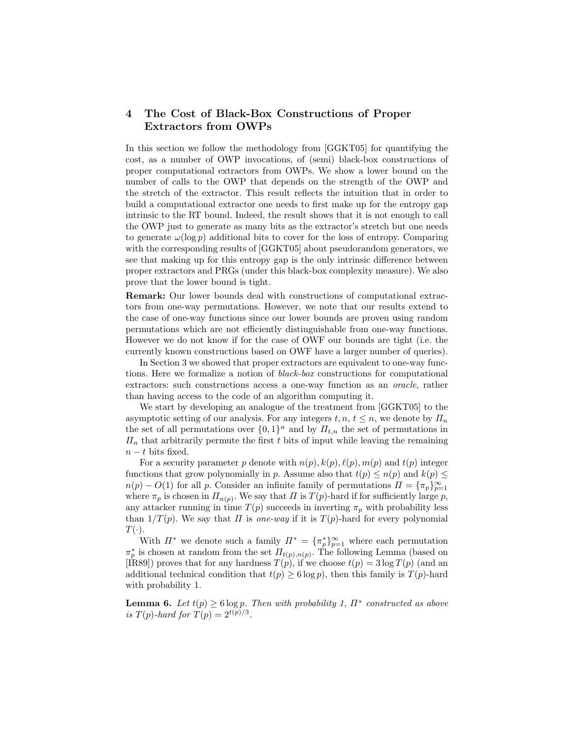## 4 The Cost of Black-Box Constructions of Proper Extractors from OWPs

In this section we follow the methodology from [GGKT05] for quantifying the cost, as a number of OWP invocations, of (semi) black-box constructions of proper computational extractors from OWPs. We show a lower bound on the number of calls to the OWP that depends on the strength of the OWP and the stretch of the extractor. This result reflects the intuition that in order to build a computational extractor one needs to first make up for the entropy gap intrinsic to the RT bound. Indeed, the result shows that it is not enough to call the OWP just to generate as many bits as the extractor's stretch but one needs to generate $\omega(\log p)$ additional bits to cover for the loss of entropy. Comparing with the corresponding results of [GGKT05] about pseudorandom generators, we see that making up for this entropy gap is the only intrinsic difference between proper extractors and PRGs (under this black-box complexity measure). We also prove that the lower bound is tight.

**Remark:** Our lower bounds deal with constructions of computational extractors from one-way permutations. However, we note that our results extend to the case of one-way functions since our lower bounds are proven using random permutations which are not efficiently distinguishable from one-way functions. However we do not know if for the case of OWF our bounds are tight (i.e. the currently known constructions based on OWF have a larger number of queries).

In Section 3 we showed that proper extractors are equivalent to one-way functions. Here we formalize a notion of *black-box* constructions for computational extractors: such constructions access a one-way function as an *oracle*, rather than having access to the code of an algorithm computing it.

We start by developing an analogue of the treatment from [GGKT05] to the asymptotic setting of our analysis. For any integers $t, n$, $t \leq n$, we denote by $\Pi_n$ the set of all permutations over $\{0,1\}^n$ and by $\Pi_{t,n}$ the set of permutations in $\Pi_n$ that arbitrarily permute the first $t$ bits of input while leaving the remaining $n - t$ bits fixed.

For a security parameter $p$ denote with $n(p), k(p), \ell(p), m(p)$ and $t(p)$ integer functions that grow polynomially in $p$. Assume also that $t(p) \leq n(p)$ and $k(p) \leq n(p) - O(1)$ for all $p$. Consider an infinite family of permutations $\Pi = \{\pi_p\}_{p=1}^{\infty}$ where $\pi_p$ is chosen in $\Pi_{n(p)}$. We say that $\Pi$ is $T(p)$-hard if for sufficiently large $p$, any attacker running in time $T(p)$ succeeds in inverting $\pi_p$ with probability less than $1/T(p)$. We say that $\Pi$ is *one-way* if it is $T(p)$-hard for every polynomial $T(\cdot)$.

With $\Pi^*$ we denote such a family $\Pi^* = \{\pi_p^*\}_{p=1}^{\infty}$ where each permutation $\pi_p^*$ is chosen at random from the set $\Pi_{t(p),n(p)}$. The following Lemma (based on [IR89]) proves that for any hardness $T(p)$, if we choose $t(p) = 3 \log T(p)$ (and an additional technical condition that $t(p) \geq 6 \log p$), then this family is $T(p)$-hard with probability 1.

**Lemma 6.** *Let $t(p) \geq 6 \log p$. Then with probability 1, $\Pi^*$ constructed as above is $T(p)$-hard for $T(p) = 2^{t(p)/3}$.*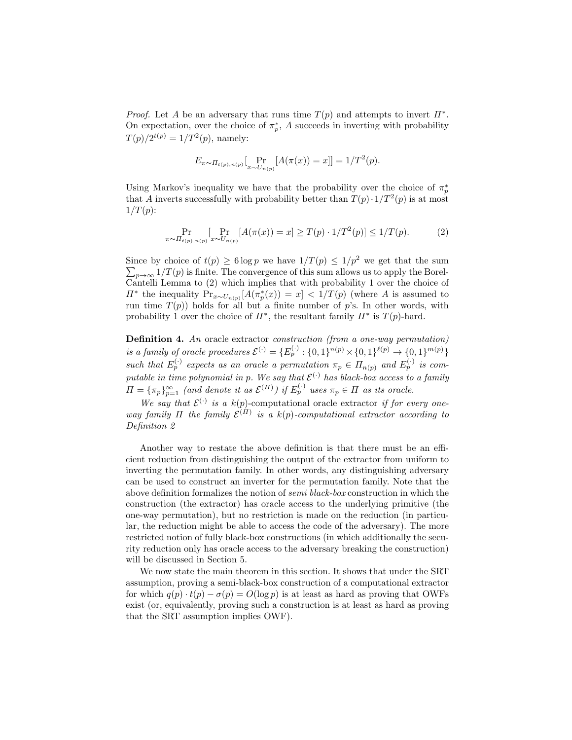*Proof.* Let $A$ be an adversary that runs time $T(p)$ and attempts to invert $\Pi^*$. On expectation, over the choice of $\pi^*_p$, $A$ succeeds in inverting with probability $T(p)/2^{t(p)} = 1/T^2(p)$, namely:

$$E_{\pi \sim \Pi_{t(p),n(p)}}[\Pr_{x \sim U_{n(p)}}[A(\pi(x)) = x]] = 1/T^2(p).$$

Using Markov's inequality we have that the probability over the choice of $\pi^*_p$ that $A$ inverts successfully with probability better than $T(p) \cdot 1/T^2(p)$ is at most $1/T(p)$:

$$\Pr_{\pi \sim \Pi_{t(p),n(p)}}[\Pr_{x \sim U_{n(p)}}[A(\pi(x)) = x] \geq T(p) \cdot 1/T^2(p)] \leq 1/T(p). \tag{2}$$

Since by choice of $t(p) \geq 6 \log p$ we have $1/T(p) \leq 1/p^2$ we get that the sum $\sum_{p \to \infty} 1/T(p)$ is finite. The convergence of this sum allows us to apply the Borel-Cantelli Lemma to (2) which implies that with probability 1 over the choice of $\Pi^*$ the inequality $\Pr_{x \sim U_{n(p)}}[A(\pi^*_p(x)) = x] < 1/T(p)$ (where $A$ is assumed to run time $T(p)$) holds for all but a finite number of $p$'s. In other words, with probability 1 over the choice of $\Pi^*$, the resultant family $\Pi^*$ is $T(p)$-hard.

**Definition 4.** *An* oracle extractor *construction (from a one-way permutation) is a family of oracle procedures* $\mathcal{E}^{(\cdot)} = \{E_p^{(\cdot)} : \{0,1\}^{n(p)} \times \{0,1\}^{\ell(p)} \to \{0,1\}^{m(p)}\}$ *such that* $E_p^{(\cdot)}$ *expects as an oracle a permutation* $\pi_p \in \Pi_{n(p)}$ *and* $E_p^{(\cdot)}$ *is computable in time polynomial in* $p$*. We say that* $\mathcal{E}^{(\cdot)}$ *has black-box access to a family* $\Pi = \{\pi_p\}_{p=1}^{\infty}$ *(and denote it as* $\mathcal{E}^{(\Pi)}$*) if* $E_p^{(\cdot)}$ *uses* $\pi_p \in \Pi$ *as its oracle.*

*We say that* $\mathcal{E}^{(\cdot)}$ *is a* $k(p)$-computational oracle extractor *if for every one-way family* $\Pi$ *the family* $\mathcal{E}^{(\Pi)}$ *is a* $k(p)$*-computational extractor according to Definition 2*

Another way to restate the above definition is that there must be an efficient reduction from distinguishing the output of the extractor from uniform to inverting the permutation family. In other words, any distinguishing adversary can be used to construct an inverter for the permutation family. Note that the above definition formalizes the notion of *semi black-box* construction in which the construction (the extractor) has oracle access to the underlying primitive (the one-way permutation), but no restriction is made on the reduction (in particular, the reduction might be able to access the code of the adversary). The more restricted notion of fully black-box constructions (in which additionally the security reduction only has oracle access to the adversary breaking the construction) will be discussed in Section 5.

We now state the main theorem in this section. It shows that under the SRT assumption, proving a semi-black-box construction of a computational extractor for which $q(p) \cdot t(p) - \sigma(p) = O(\log p)$ is at least as hard as proving that OWFs exist (or, equivalently, proving such a construction is at least as hard as proving that the SRT assumption implies OWF).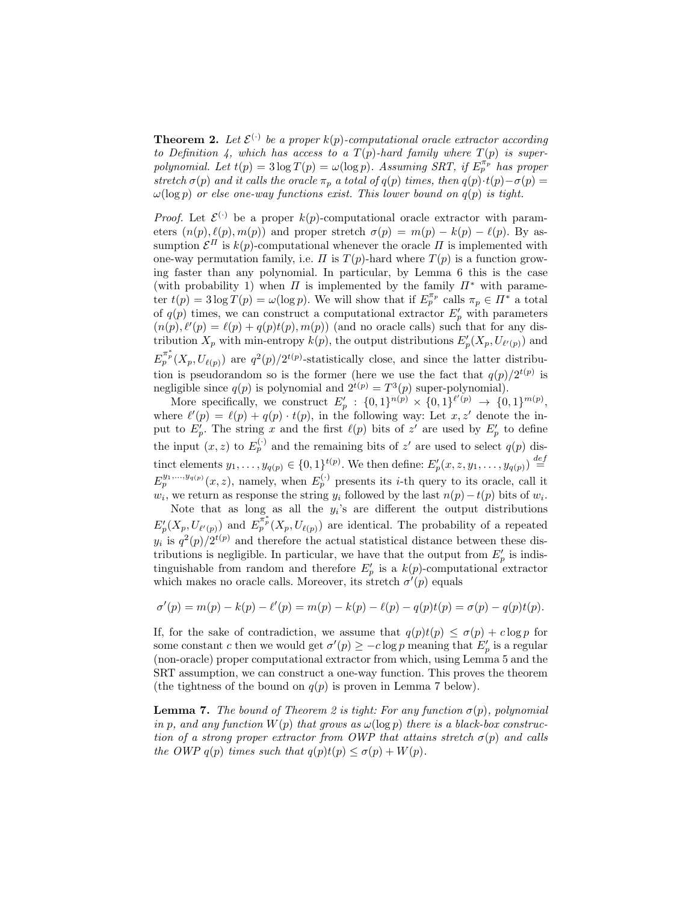**Theorem 2.** *Let $\mathcal{E}^{(\cdot)}$ be a proper $k(p)$-computational oracle extractor according to Definition 4, which has access to a $T(p)$-hard family where $T(p)$ is super-polynomial. Let $t(p) = 3 \log T(p) = \omega(\log p)$. Assuming SRT, if $E_p^{\pi_p}$ has proper stretch $\sigma(p)$ and it calls the oracle $\pi_p$ a total of $q(p)$ times, then $q(p) \cdot t(p) - \sigma(p) = \omega(\log p)$ or else one-way functions exist. This lower bound on $q(p)$ is tight.*

*Proof.* Let $\mathcal{E}^{(\cdot)}$ be a proper $k(p)$-computational oracle extractor with parameters $(n(p), \ell(p), m(p))$ and proper stretch $\sigma(p) = m(p) - k(p) - \ell(p)$. By assumption $\mathcal{E}^{\Pi}$ is $k(p)$-computational whenever the oracle $\Pi$ is implemented with one-way permutation family, i.e. $\Pi$ is $T(p)$-hard where $T(p)$ is a function growing faster than any polynomial. In particular, by Lemma 6 this is the case (with probability 1) when $\Pi$ is implemented by the family $\Pi^*$ with parameter $t(p) = 3 \log T(p) = \omega(\log p)$. We will show that if $E_p^{\pi_p}$ calls $\pi_p \in \Pi^*$ a total of $q(p)$ times, we can construct a computational extractor $E'_p$ with parameters $(n(p), \ell'(p) = \ell(p) + q(p)t(p), m(p))$ (and no oracle calls) such that for any distribution $X_p$ with min-entropy $k(p)$, the output distributions $E'_p(X_p, U_{\ell'(p)})$ and $E_p^{\pi_p^*}(X_p, U_{\ell(p)})$ are $q^2(p)/2^{t(p)}$-statistically close, and since the latter distribution is pseudorandom so is the former (here we use the fact that $q(p)/2^{t(p)}$ is negligible since $q(p)$ is polynomial and $2^{t(p)} = T^3(p)$ super-polynomial).

More specifically, we construct $E'_p : \{0,1\}^{n(p)} \times \{0,1\}^{\ell'(p)} \to \{0,1\}^{m(p)}$, where $\ell'(p) = \ell(p) + q(p) \cdot t(p)$, in the following way: Let $x, z'$ denote the input to $E'_p$. The string $x$ and the first $\ell(p)$ bits of $z'$ are used by $E'_p$ to define the input $(x, z)$ to $E_p^{(\cdot)}$ and the remaining bits of $z'$ are used to select $q(p)$ distinct elements $y_1, \ldots, y_{q(p)} \in \{0,1\}^{t(p)}$. We then define: $E'_p(x, z, y_1, \ldots, y_{q(p)}) \stackrel{def}{=} E_p^{y_1, \ldots, y_{q(p)}}(x, z)$, namely, when $E_p^{(\cdot)}$ presents its $i$-th query to its oracle, call it $w_i$, we return as response the string $y_i$ followed by the last $n(p) - t(p)$ bits of $w_i$.

Note that as long as all the $y_i$'s are different the output distributions $E'_p(X_p, U_{\ell'(p)})$ and $E_p^{\pi_p^*}(X_p, U_{\ell(p)})$ are identical. The probability of a repeated $y_i$ is $q^2(p)/2^{t(p)}$ and therefore the actual statistical distance between these distributions is negligible. In particular, we have that the output from $E'_p$ is indistinguishable from random and therefore $E'_p$ is a $k(p)$-computational extractor which makes no oracle calls. Moreover, its stretch $\sigma'(p)$ equals

$$\sigma'(p) = m(p) - k(p) - \ell'(p) = m(p) - k(p) - \ell(p) - q(p)t(p) = \sigma(p) - q(p)t(p).$$

If, for the sake of contradiction, we assume that $q(p)t(p) \leq \sigma(p) + c \log p$ for some constant $c$ then we would get $\sigma'(p) \geq -c \log p$ meaning that $E'_p$ is a regular (non-oracle) proper computational extractor from which, using Lemma 5 and the SRT assumption, we can construct a one-way function. This proves the theorem (the tightness of the bound on $q(p)$ is proven in Lemma 7 below).

**Lemma 7.** *The bound of Theorem 2 is tight: For any function $\sigma(p)$, polynomial in $p$, and any function $W(p)$ that grows as $\omega(\log p)$ there is a black-box construction of a strong proper extractor from OWP that attains stretch $\sigma(p)$ and calls the OWP $q(p)$ times such that $q(p)t(p) \leq \sigma(p) + W(p)$.*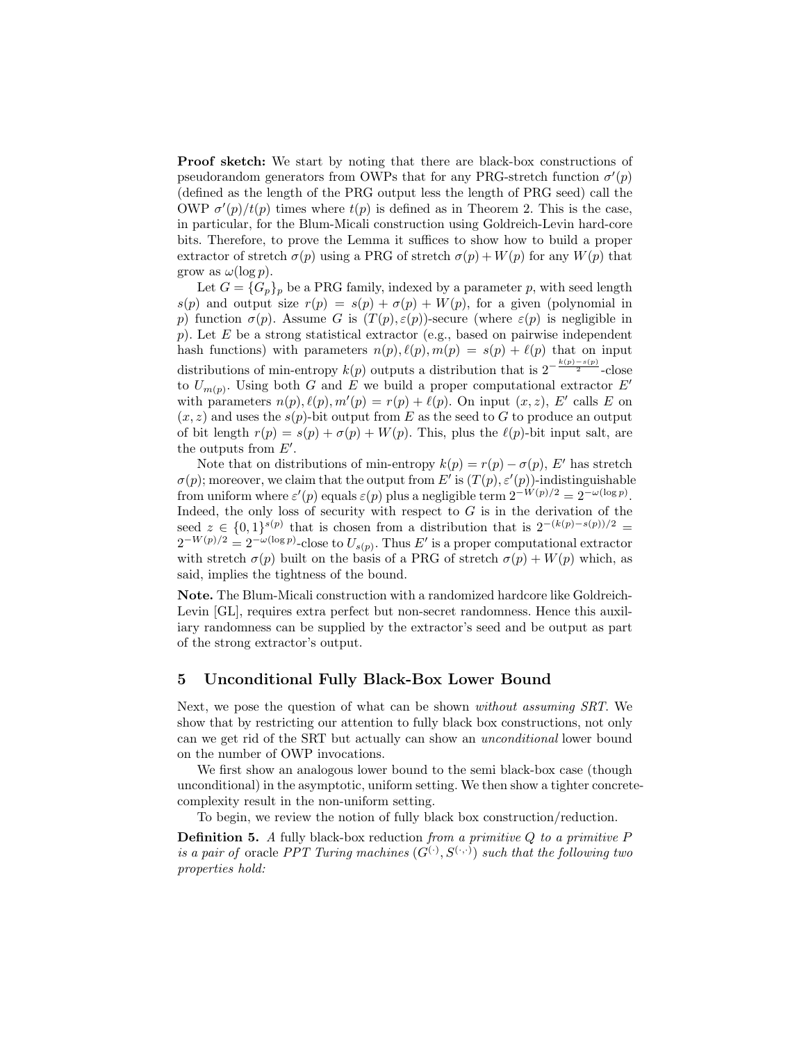**Proof sketch:** We start by noting that there are black-box constructions of pseudorandom generators from OWPs that for any PRG-stretch function $\sigma'(p)$ (defined as the length of the PRG output less the length of PRG seed) call the OWP $\sigma'(p)/t(p)$ times where $t(p)$ is defined as in Theorem 2. This is the case, in particular, for the Blum-Micali construction using Goldreich-Levin hard-core bits. Therefore, to prove the Lemma it suffices to show how to build a proper extractor of stretch $\sigma(p)$ using a PRG of stretch $\sigma(p) + W(p)$ for any $W(p)$ that grow as $\omega(\log p)$.

Let $G = \{G_p\}_p$ be a PRG family, indexed by a parameter $p$, with seed length $s(p)$ and output size $r(p) = s(p) + \sigma(p) + W(p)$, for a given (polynomial in $p$) function $\sigma(p)$. Assume $G$ is $(T(p), \varepsilon(p))$-secure (where $\varepsilon(p)$ is negligible in $p$). Let $E$ be a strong statistical extractor (e.g., based on pairwise independent hash functions) with parameters $n(p), \ell(p), m(p) = s(p) + \ell(p)$ that on input distributions of min-entropy $k(p)$ outputs a distribution that is $2^{-\frac{k(p)-s(p)}{2}}$-close to $U_{m(p)}$. Using both $G$ and $E$ we build a proper computational extractor $E'$ with parameters $n(p), \ell(p), m'(p) = r(p) + \ell(p)$. On input $(x, z)$, $E'$ calls $E$ on $(x, z)$ and uses the $s(p)$-bit output from $E$ as the seed to $G$ to produce an output of bit length $r(p) = s(p) + \sigma(p) + W(p)$. This, plus the $\ell(p)$-bit input salt, are the outputs from $E'$.

Note that on distributions of min-entropy $k(p) = r(p) - \sigma(p)$, $E'$ has stretch $\sigma(p)$; moreover, we claim that the output from $E'$ is $(T(p), \varepsilon'(p))$-indistinguishable from uniform where $\varepsilon'(p)$ equals $\varepsilon(p)$ plus a negligible term $2^{-W(p)/2} = 2^{-\omega(\log p)}$. Indeed, the only loss of security with respect to $G$ is in the derivation of the seed $z \in \{0,1\}^{s(p)}$ that is chosen from a distribution that is $2^{-(k(p)-s(p))/2} = 2^{-W(p)/2} = 2^{-\omega(\log p)}$-close to $U_{s(p)}$. Thus $E'$ is a proper computational extractor with stretch $\sigma(p)$ built on the basis of a PRG of stretch $\sigma(p) + W(p)$ which, as said, implies the tightness of the bound.

**Note.** The Blum-Micali construction with a randomized hardcore like Goldreich-Levin [GL], requires extra perfect but non-secret randomness. Hence this auxiliary randomness can be supplied by the extractor's seed and be output as part of the strong extractor's output.

## 5 Unconditional Fully Black-Box Lower Bound

Next, we pose the question of what can be shown *without assuming SRT*. We show that by restricting our attention to fully black box constructions, not only can we get rid of the SRT but actually can show an *unconditional* lower bound on the number of OWP invocations.

We first show an analogous lower bound to the semi black-box case (though unconditional) in the asymptotic, uniform setting. We then show a tighter concrete-complexity result in the non-uniform setting.

To begin, we review the notion of fully black box construction/reduction.

**Definition 5.** *A* fully black-box reduction *from a primitive $Q$ to a primitive $P$ is a pair of* oracle *PPT Turing machines $(G^{(\cdot)}, S^{(\cdot,\cdot)})$ such that the following two properties hold:*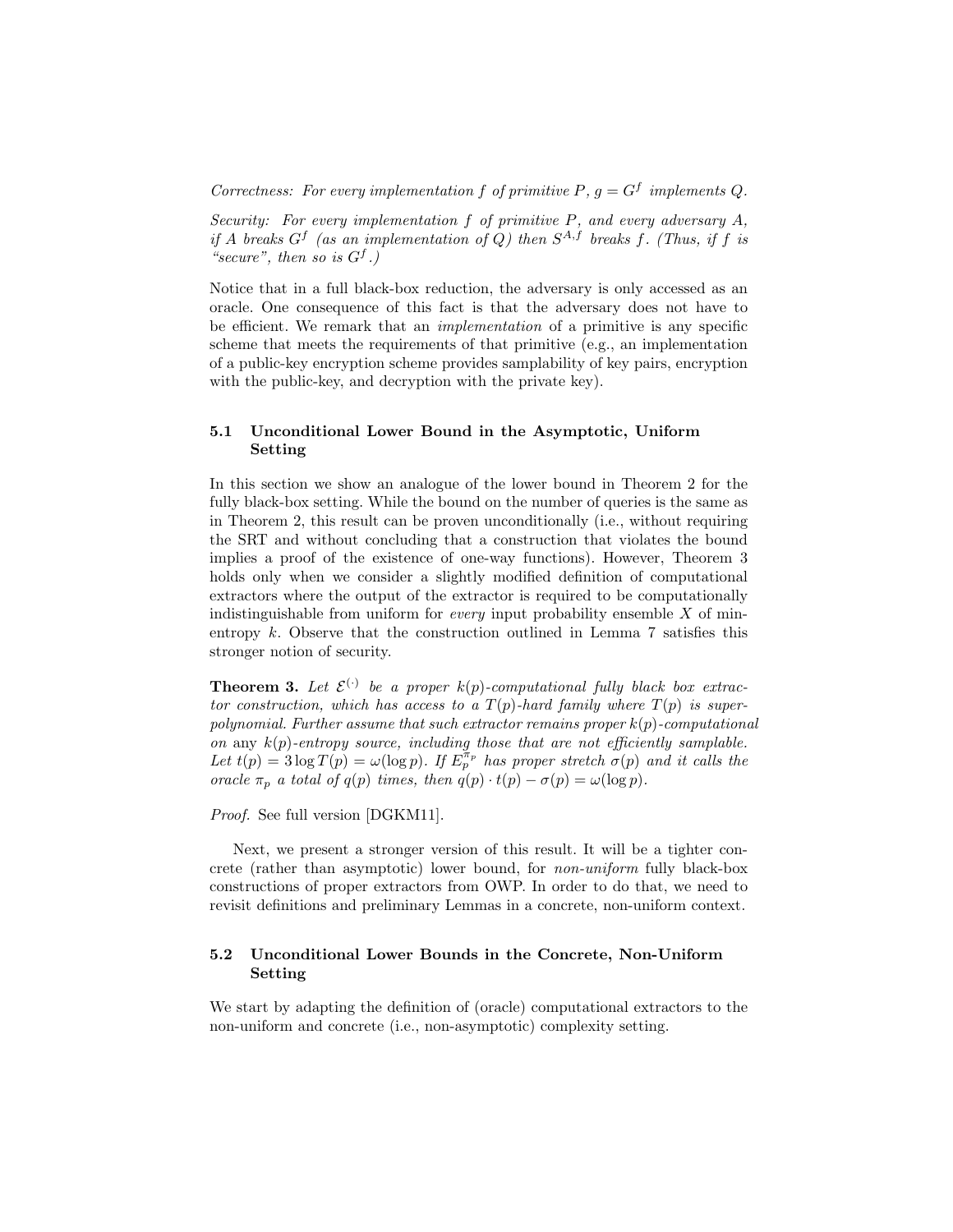*Correctness: For every implementation $f$ of primitive $P$, $g = G^f$ implements $Q$.*

*Security: For every implementation $f$ of primitive $P$, and every adversary $A$, if $A$ breaks $G^f$ (as an implementation of $Q$) then $S^{A,f}$ breaks $f$. (Thus, if $f$ is "secure", then so is $G^f$.)*

Notice that in a full black-box reduction, the adversary is only accessed as an oracle. One consequence of this fact is that the adversary does not have to be efficient. We remark that an *implementation* of a primitive is any specific scheme that meets the requirements of that primitive (e.g., an implementation of a public-key encryption scheme provides samplability of key pairs, encryption with the public-key, and decryption with the private key).

### 5.1 Unconditional Lower Bound in the Asymptotic, Uniform Setting

In this section we show an analogue of the lower bound in Theorem 2 for the fully black-box setting. While the bound on the number of queries is the same as in Theorem 2, this result can be proven unconditionally (i.e., without requiring the SRT and without concluding that a construction that violates the bound implies a proof of the existence of one-way functions). However, Theorem 3 holds only when we consider a slightly modified definition of computational extractors where the output of the extractor is required to be computationally indistinguishable from uniform for *every* input probability ensemble $X$ of min-entropy $k$. Observe that the construction outlined in Lemma 7 satisfies this stronger notion of security.

**Theorem 3.** *Let $\mathcal{E}^{(\cdot)}$ be a proper $k(p)$-computational fully black box extractor construction, which has access to a $T(p)$-hard family where $T(p)$ is super-polynomial. Further assume that such extractor remains proper $k(p)$-computational on* any *$k(p)$-entropy source, including those that are not efficiently samplable. Let $t(p) = 3 \log T(p) = \omega(\log p)$. If $E_p^{\pi_p}$ has proper stretch $\sigma(p)$ and it calls the oracle $\pi_p$ a total of $q(p)$ times, then $q(p) \cdot t(p) - \sigma(p) = \omega(\log p)$.*

*Proof.* See full version [DGKM11].

Next, we present a stronger version of this result. It will be a tighter concrete (rather than asymptotic) lower bound, for *non-uniform* fully black-box constructions of proper extractors from OWP. In order to do that, we need to revisit definitions and preliminary Lemmas in a concrete, non-uniform context.

### 5.2 Unconditional Lower Bounds in the Concrete, Non-Uniform Setting

We start by adapting the definition of (oracle) computational extractors to the non-uniform and concrete (i.e., non-asymptotic) complexity setting.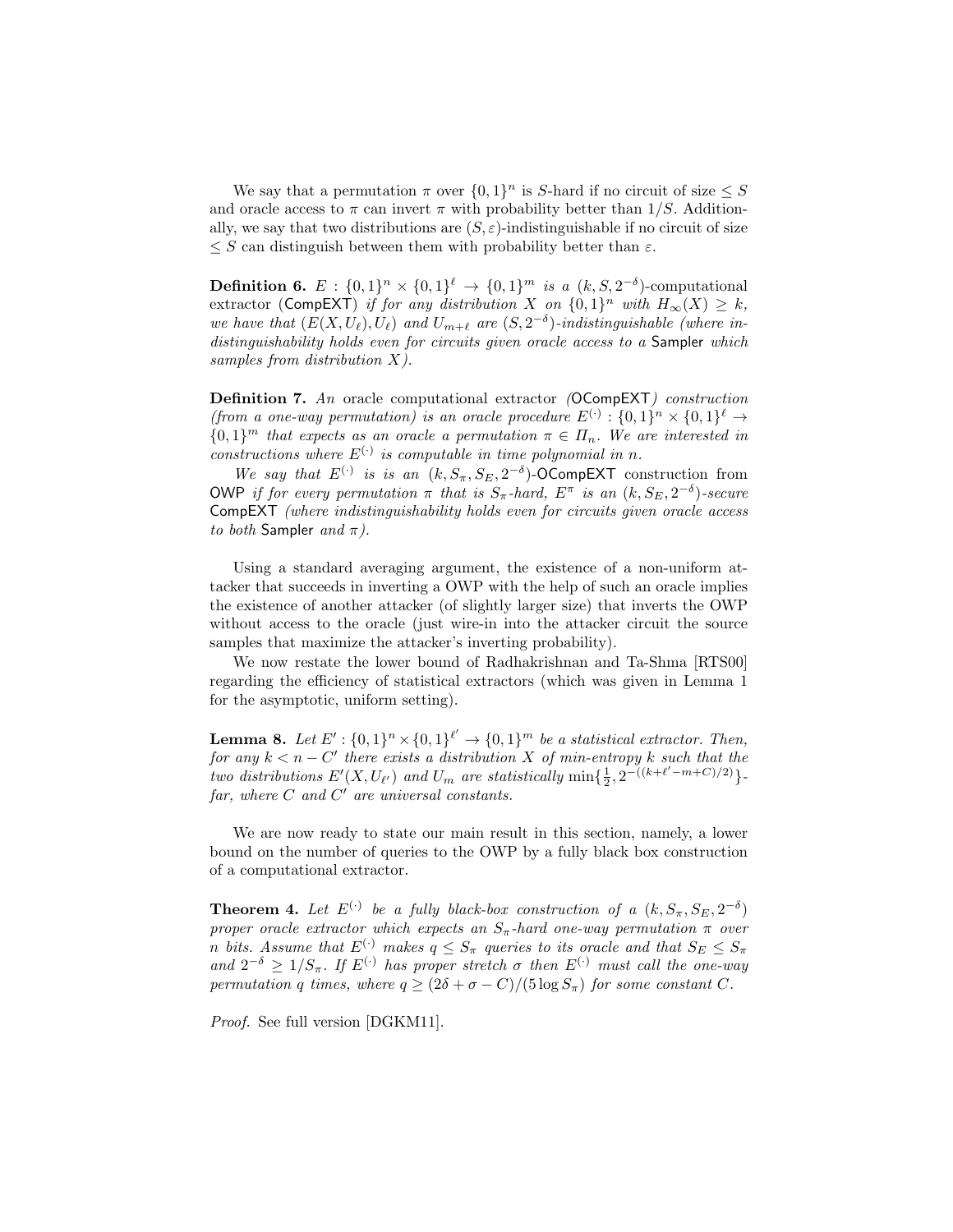We say that a permutation $\pi$ over $\{0,1\}^n$ is $S$-hard if no circuit of size $\leq S$ and oracle access to $\pi$ can invert $\pi$ with probability better than $1/S$. Additionally, we say that two distributions are $(S, \varepsilon)$-indistinguishable if no circuit of size $\leq S$ can distinguish between them with probability better than $\varepsilon$.

**Definition 6.** *$E : \{0,1\}^n \times \{0,1\}^\ell \to \{0,1\}^m$ is a $(k, S, 2^{-\delta})$-*computational extractor (CompEXT) *if for any distribution $X$ on $\{0,1\}^n$ with $H_\infty(X) \geq k$, we have that $(E(X, U_\ell), U_\ell)$ and $U_{m+\ell}$ are $(S, 2^{-\delta})$-indistinguishable (where indistinguishability holds even for circuits given oracle access to a* Sampler *which samples from distribution $X$).*

**Definition 7.** *An* oracle computational extractor *(*OCompEXT*) construction (from a one-way permutation) is an oracle procedure $E^{(\cdot)} : \{0,1\}^n \times \{0,1\}^\ell \to \{0,1\}^m$ that expects as an oracle a permutation $\pi \in \Pi_n$. We are interested in constructions where $E^{(\cdot)}$ is computable in time polynomial in $n$.*

*We say that $E^{(\cdot)}$ is is an $(k, S_\pi, S_E, 2^{-\delta})$-*OCompEXT *construction from* OWP *if for every permutation $\pi$ that is $S_\pi$-hard, $E^\pi$ is an $(k, S_E, 2^{-\delta})$-secure* CompEXT *(where indistinguishability holds even for circuits given oracle access to both* Sampler *and $\pi$).*

Using a standard averaging argument, the existence of a non-uniform attacker that succeeds in inverting a OWP with the help of such an oracle implies the existence of another attacker (of slightly larger size) that inverts the OWP without access to the oracle (just wire-in into the attacker circuit the source samples that maximize the attacker's inverting probability).

We now restate the lower bound of Radhakrishnan and Ta-Shma [RTS00] regarding the efficiency of statistical extractors (which was given in Lemma 1 for the asymptotic, uniform setting).

**Lemma 8.** *Let $E' : \{0,1\}^n \times \{0,1\}^{\ell'} \to \{0,1\}^m$ be a statistical extractor. Then, for any $k < n - C'$ there exists a distribution $X$ of min-entropy $k$ such that the two distributions $E'(X, U_{\ell'})$ and $U_m$ are statistically $\min\{\frac{1}{2}, 2^{-((k+\ell'-m+C)/2)}\}$-far, where $C$ and $C'$ are universal constants.*

We are now ready to state our main result in this section, namely, a lower bound on the number of queries to the OWP by a fully black box construction of a computational extractor.

**Theorem 4.** *Let $E^{(\cdot)}$ be a fully black-box construction of a $(k, S_\pi, S_E, 2^{-\delta})$ proper oracle extractor which expects an $S_\pi$-hard one-way permutation $\pi$ over $n$ bits. Assume that $E^{(\cdot)}$ makes $q \leq S_\pi$ queries to its oracle and that $S_E \leq S_\pi$ and $2^{-\delta} \geq 1/S_\pi$. If $E^{(\cdot)}$ has proper stretch $\sigma$ then $E^{(\cdot)}$ must call the one-way permutation $q$ times, where $q \geq (2\delta + \sigma - C)/(5 \log S_\pi)$ for some constant $C$.*

*Proof.* See full version [DGKM11].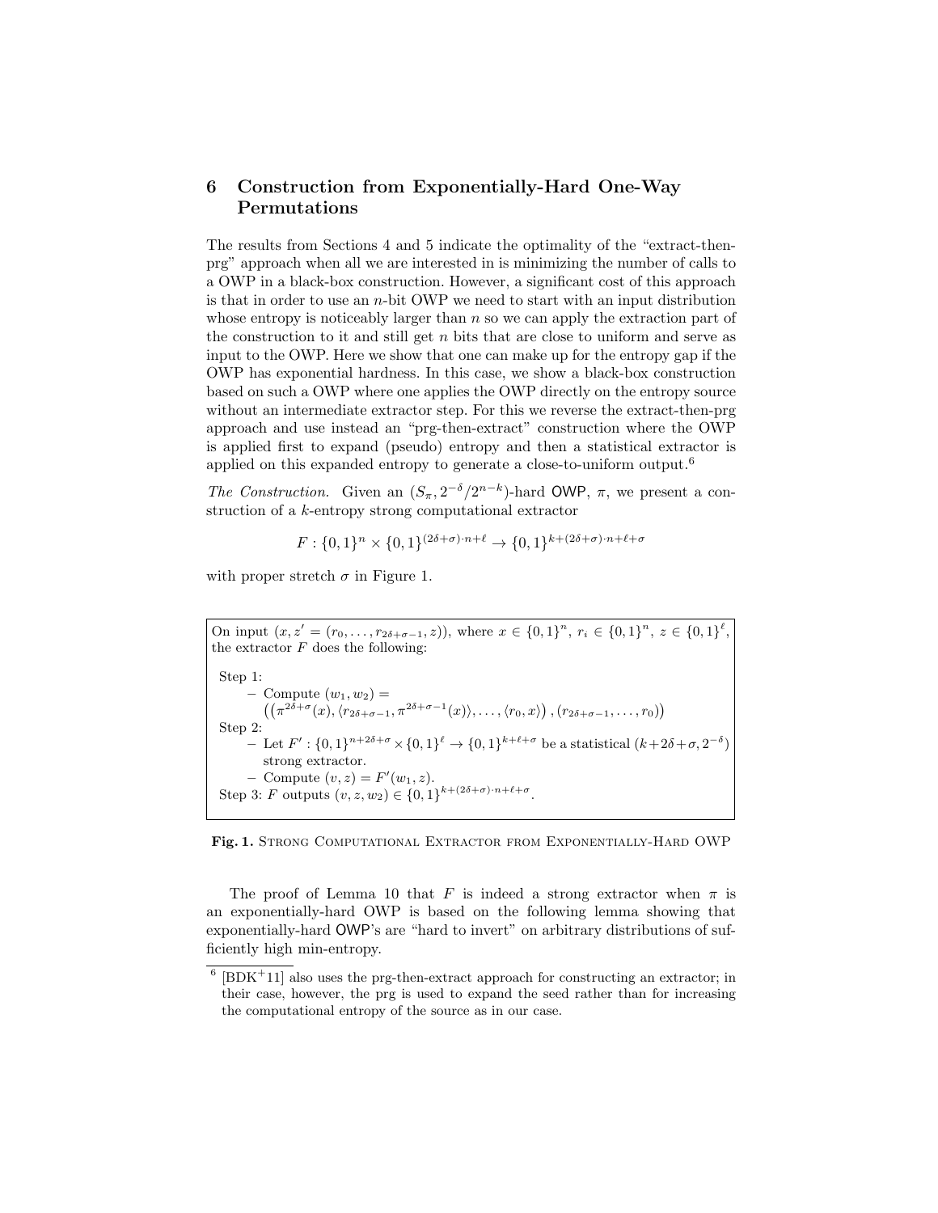## 6 Construction from Exponentially-Hard One-Way Permutations

The results from Sections 4 and 5 indicate the optimality of the "extract-then-prg" approach when all we are interested in is minimizing the number of calls to a OWP in a black-box construction. However, a significant cost of this approach is that in order to use an $n$-bit OWP we need to start with an input distribution whose entropy is noticeably larger than $n$ so we can apply the extraction part of the construction to it and still get $n$ bits that are close to uniform and serve as input to the OWP. Here we show that one can make up for the entropy gap if the OWP has exponential hardness. In this case, we show a black-box construction based on such a OWP where one applies the OWP directly on the entropy source without an intermediate extractor step. For this we reverse the extract-then-prg approach and use instead an "prg-then-extract" construction where the OWP is applied first to expand (pseudo) entropy and then a statistical extractor is applied on this expanded entropy to generate a close-to-uniform output.[6]

*The Construction.* Given an $(S_\pi, 2^{-\delta}/2^{n-k})$-hard OWP, $\pi$, we present a construction of a $k$-entropy strong computational extractor

$$F : \{0,1\}^n \times \{0,1\}^{(2\delta+\sigma)\cdot n+\ell} \rightarrow \{0,1\}^{k+(2\delta+\sigma)\cdot n+\ell+\sigma}$$

with proper stretch $\sigma$ in Figure 1.

On input $(x, z' = (r_0, \ldots, r_{2\delta+\sigma-1}, z))$, where $x \in \{0,1\}^n$, $r_i \in \{0,1\}^n$, $z \in \{0,1\}^\ell$, the extractor $F$ does the following:

Step 1:
- Compute $(w_1, w_2) = \left(\left(\pi^{2\delta+\sigma}(x), \langle r_{2\delta+\sigma-1}, \pi^{2\delta+\sigma-1}(x)\rangle, \ldots, \langle r_0, x\rangle\right), (r_{2\delta+\sigma-1}, \ldots, r_0)\right)$

Step 2:
- Let $F' : \{0,1\}^{n+2\delta+\sigma} \times \{0,1\}^\ell \rightarrow \{0,1\}^{k+\ell+\sigma}$ be a statistical $(k+2\delta+\sigma, 2^{-\delta})$ strong extractor.
- Compute $(v, z) = F'(w_1, z)$.

Step 3: $F$ outputs $(v, z, w_2) \in \{0,1\}^{k+(2\delta+\sigma)\cdot n+\ell+\sigma}$.

**Fig. 1.** Strong Computational Extractor from Exponentially-Hard OWP

The proof of Lemma 10 that $F$ is indeed a strong extractor when $\pi$ is an exponentially-hard OWP is based on the following lemma showing that exponentially-hard OWP's are "hard to invert" on arbitrary distributions of sufficiently high min-entropy.

[6] [BDK+11] also uses the prg-then-extract approach for constructing an extractor; in their case, however, the prg is used to expand the seed rather than for increasing the computational entropy of the source as in our case.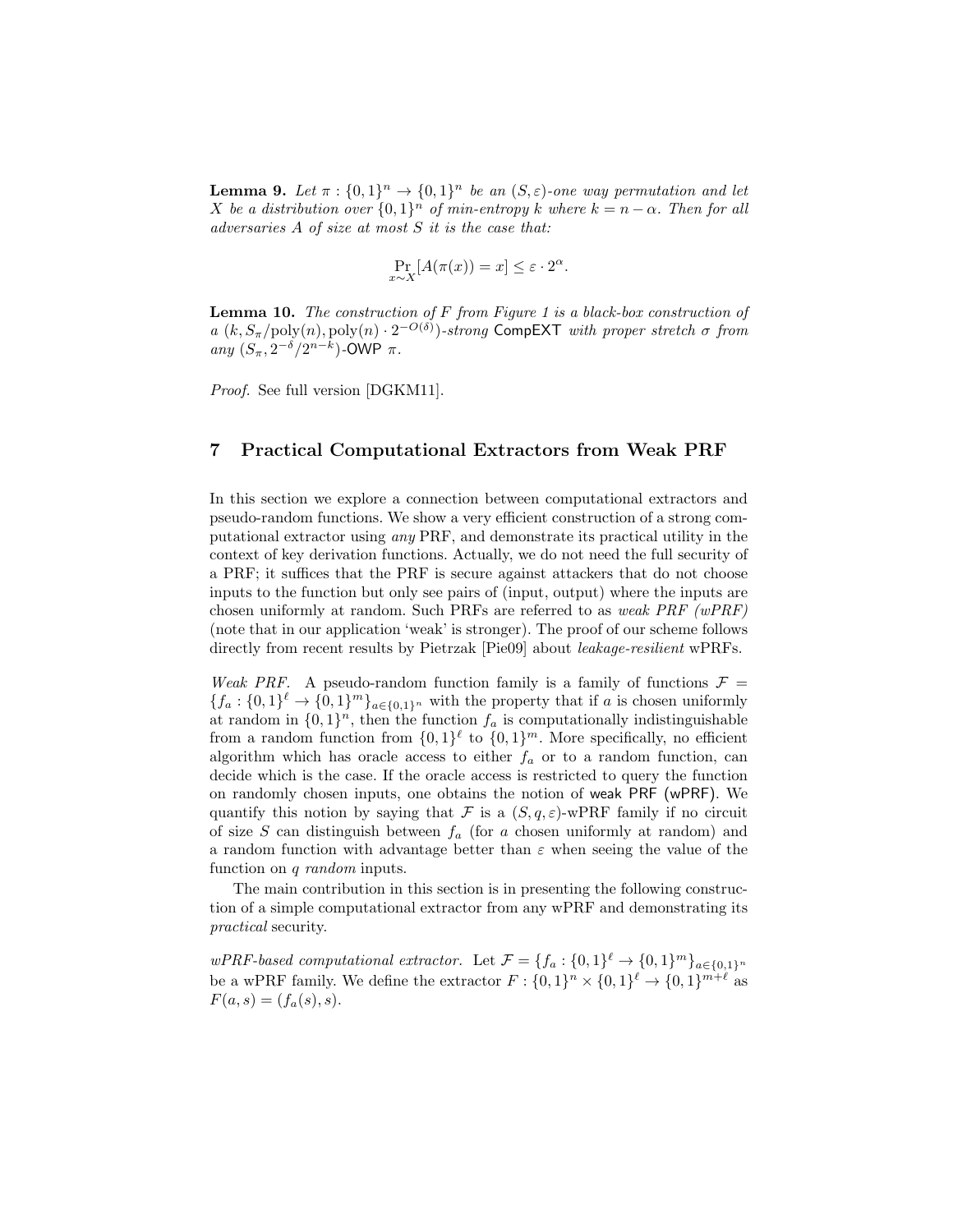**Lemma 9.** *Let $\pi : \{0,1\}^n \to \{0,1\}^n$ be an $(S,\varepsilon)$-one way permutation and let $X$ be a distribution over $\{0,1\}^n$ of min-entropy $k$ where $k = n - \alpha$. Then for all adversaries $A$ of size at most $S$ it is the case that:*

$$\Pr_{x \sim X}[A(\pi(x)) = x] \leq \varepsilon \cdot 2^{\alpha}.$$

**Lemma 10.** *The construction of $F$ from Figure 1 is a black-box construction of a $(k, S_\pi/\text{poly}(n), \text{poly}(n) \cdot 2^{-O(\delta)})$-strong* CompEXT *with proper stretch $\sigma$ from any $(S_\pi, 2^{-\delta}/2^{n-k})$-*OWP *$\pi$.*

*Proof.* See full version [DGKM11].

## 7 Practical Computational Extractors from Weak PRF

In this section we explore a connection between computational extractors and pseudo-random functions. We show a very efficient construction of a strong computational extractor using *any* PRF, and demonstrate its practical utility in the context of key derivation functions. Actually, we do not need the full security of a PRF; it suffices that the PRF is secure against attackers that do not choose inputs to the function but only see pairs of (input, output) where the inputs are chosen uniformly at random. Such PRFs are referred to as *weak PRF (wPRF)* (note that in our application 'weak' is stronger). The proof of our scheme follows directly from recent results by Pietrzak [Pie09] about *leakage-resilient* wPRFs.

*Weak PRF.* A pseudo-random function family is a family of functions $\mathcal{F} = \{f_a : \{0,1\}^\ell \to \{0,1\}^m\}_{a \in \{0,1\}^n}$ with the property that if $a$ is chosen uniformly at random in $\{0,1\}^n$, then the function $f_a$ is computationally indistinguishable from a random function from $\{0,1\}^\ell$ to $\{0,1\}^m$. More specifically, no efficient algorithm which has oracle access to either $f_a$ or to a random function, can decide which is the case. If the oracle access is restricted to query the function on randomly chosen inputs, one obtains the notion of weak PRF (wPRF). We quantify this notion by saying that $\mathcal{F}$ is a $(S, q, \varepsilon)$-wPRF family if no circuit of size $S$ can distinguish between $f_a$ (for $a$ chosen uniformly at random) and a random function with advantage better than $\varepsilon$ when seeing the value of the function on $q$ *random* inputs.

The main contribution in this section is in presenting the following construction of a simple computational extractor from any wPRF and demonstrating its *practical* security.

*wPRF-based computational extractor.* Let $\mathcal{F} = \{f_a : \{0,1\}^\ell \to \{0,1\}^m\}_{a \in \{0,1\}^n}$ be a wPRF family. We define the extractor $F : \{0,1\}^n \times \{0,1\}^\ell \to \{0,1\}^{m+\ell}$ as $F(a, s) = (f_a(s), s)$.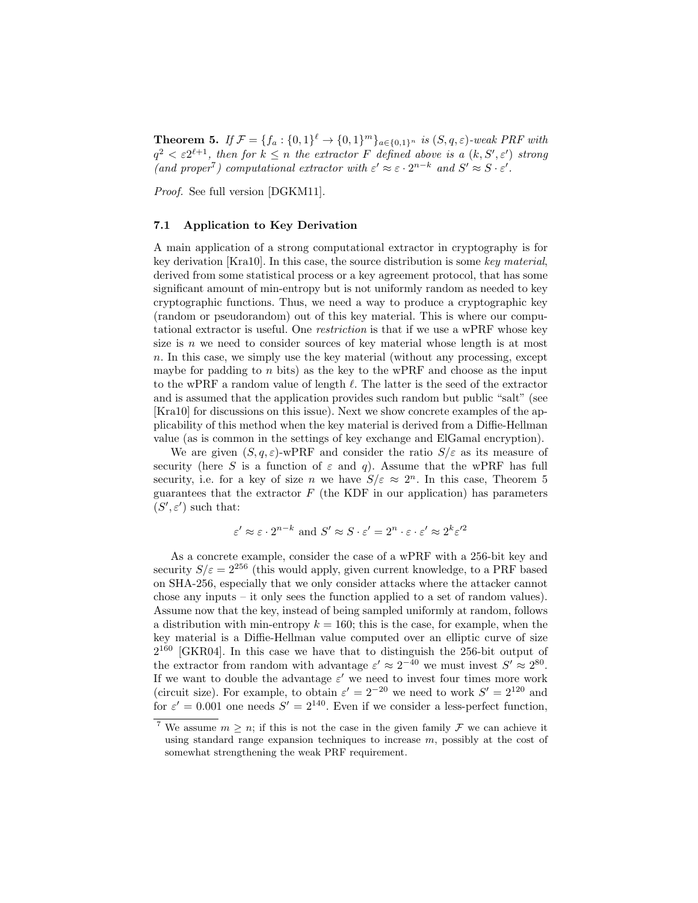**Theorem 5.** *If $\mathcal{F} = \{f_a : \{0,1\}^\ell \to \{0,1\}^m\}_{a \in \{0,1\}^n}$ is $(S, q, \varepsilon)$-weak PRF with $q^2 < \varepsilon 2^{\ell+1}$, then for $k \leq n$ the extractor $F$ defined above is a $(k, S', \varepsilon')$ strong (and proper[7]) computational extractor with $\varepsilon' \approx \varepsilon \cdot 2^{n-k}$ and $S' \approx S \cdot \varepsilon'$.*

*Proof.* See full version [DGKM11].

### 7.1 Application to Key Derivation

A main application of a strong computational extractor in cryptography is for key derivation [Kra10]. In this case, the source distribution is some *key material*, derived from some statistical process or a key agreement protocol, that has some significant amount of min-entropy but is not uniformly random as needed to key cryptographic functions. Thus, we need a way to produce a cryptographic key (random or pseudorandom) out of this key material. This is where our computational extractor is useful. One *restriction* is that if we use a wPRF whose key size is $n$ we need to consider sources of key material whose length is at most $n$. In this case, we simply use the key material (without any processing, except maybe for padding to $n$ bits) as the key to the wPRF and choose as the input to the wPRF a random value of length $\ell$. The latter is the seed of the extractor and is assumed that the application provides such random but public "salt" (see [Kra10] for discussions on this issue). Next we show concrete examples of the applicability of this method when the key material is derived from a Diffie-Hellman value (as is common in the settings of key exchange and ElGamal encryption).

We are given $(S, q, \varepsilon)$-wPRF and consider the ratio $S/\varepsilon$ as its measure of security (here $S$ is a function of $\varepsilon$ and $q$). Assume that the wPRF has full security, i.e. for a key of size $n$ we have $S/\varepsilon \approx 2^n$. In this case, Theorem 5 guarantees that the extractor $F$ (the KDF in our application) has parameters $(S', \varepsilon')$ such that:

$$\varepsilon' \approx \varepsilon \cdot 2^{n-k} \text{ and } S' \approx S \cdot \varepsilon' = 2^n \cdot \varepsilon \cdot \varepsilon' \approx 2^k \varepsilon'^2$$

As a concrete example, consider the case of a wPRF with a 256-bit key and security $S/\varepsilon = 2^{256}$ (this would apply, given current knowledge, to a PRF based on SHA-256, especially that we only consider attacks where the attacker cannot chose any inputs – it only sees the function applied to a set of random values). Assume now that the key, instead of being sampled uniformly at random, follows a distribution with min-entropy $k = 160$; this is the case, for example, when the key material is a Diffie-Hellman value computed over an elliptic curve of size $2^{160}$ [GKR04]. In this case we have that to distinguish the 256-bit output of the extractor from random with advantage $\varepsilon' \approx 2^{-40}$ we must invest $S' \approx 2^{80}$. If we want to double the advantage $\varepsilon'$ we need to invest four times more work (circuit size). For example, to obtain $\varepsilon' = 2^{-20}$ we need to work $S' = 2^{120}$ and for $\varepsilon' = 0.001$ one needs $S' = 2^{140}$. Even if we consider a less-perfect function,

[7] We assume $m \geq n$; if this is not the case in the given family $\mathcal{F}$ we can achieve it using standard range expansion techniques to increase $m$, possibly at the cost of somewhat strengthening the weak PRF requirement.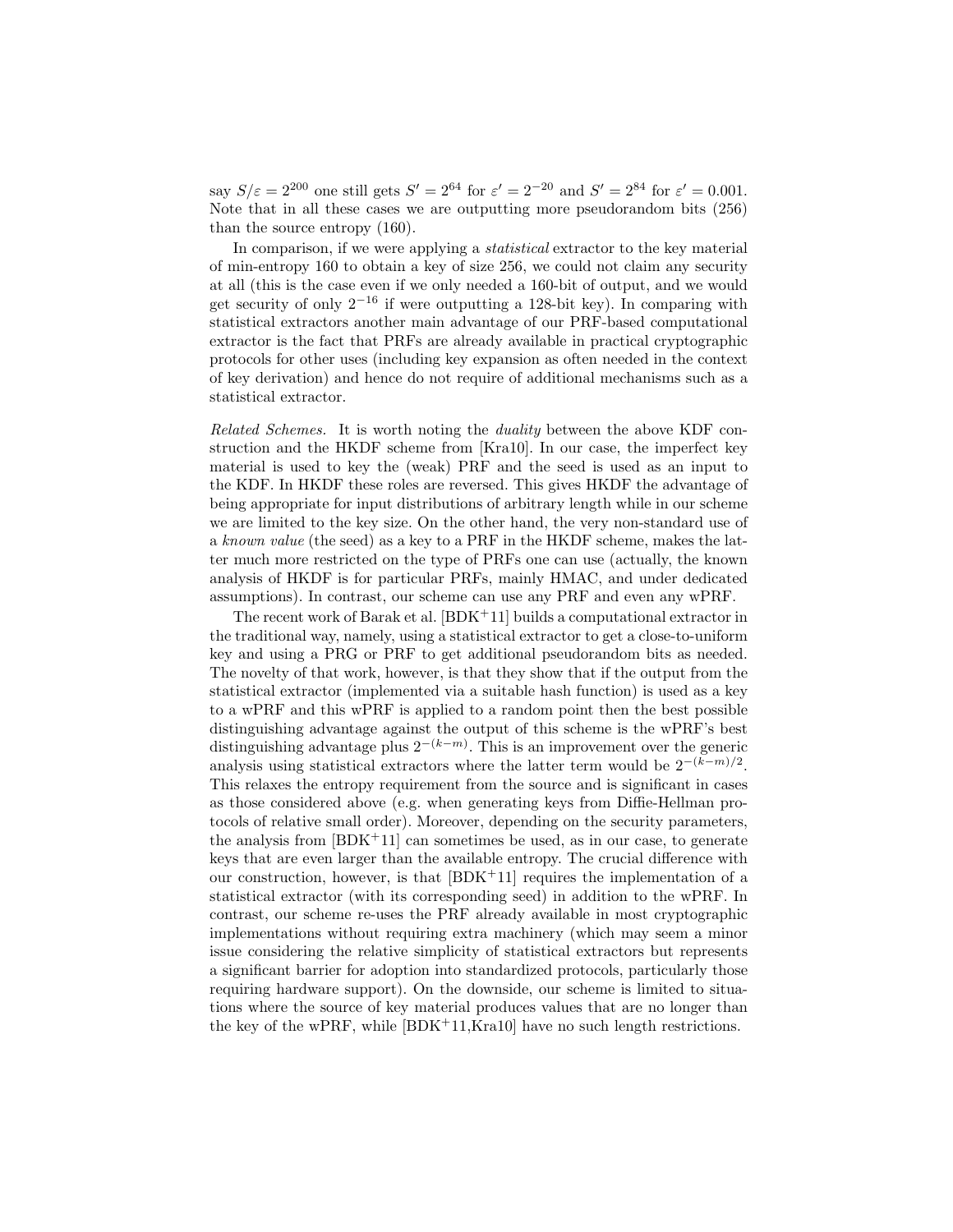say $S/\varepsilon = 2^{200}$ one still gets $S' = 2^{64}$ for $\varepsilon' = 2^{-20}$ and $S' = 2^{84}$ for $\varepsilon' = 0.001$. Note that in all these cases we are outputting more pseudorandom bits (256) than the source entropy (160).

In comparison, if we were applying a *statistical* extractor to the key material of min-entropy 160 to obtain a key of size 256, we could not claim any security at all (this is the case even if we only needed a 160-bit of output, and we would get security of only $2^{-16}$ if were outputting a 128-bit key). In comparing with statistical extractors another main advantage of our PRF-based computational extractor is the fact that PRFs are already available in practical cryptographic protocols for other uses (including key expansion as often needed in the context of key derivation) and hence do not require of additional mechanisms such as a statistical extractor.

*Related Schemes.* It is worth noting the *duality* between the above KDF construction and the HKDF scheme from [Kra10]. In our case, the imperfect key material is used to key the (weak) PRF and the seed is used as an input to the KDF. In HKDF these roles are reversed. This gives HKDF the advantage of being appropriate for input distributions of arbitrary length while in our scheme we are limited to the key size. On the other hand, the very non-standard use of a *known value* (the seed) as a key to a PRF in the HKDF scheme, makes the latter much more restricted on the type of PRFs one can use (actually, the known analysis of HKDF is for particular PRFs, mainly HMAC, and under dedicated assumptions). In contrast, our scheme can use any PRF and even any wPRF.

The recent work of Barak et al. [BDK+11] builds a computational extractor in the traditional way, namely, using a statistical extractor to get a close-to-uniform key and using a PRG or PRF to get additional pseudorandom bits as needed. The novelty of that work, however, is that they show that if the output from the statistical extractor (implemented via a suitable hash function) is used as a key to a wPRF and this wPRF is applied to a random point then the best possible distinguishing advantage against the output of this scheme is the wPRF's best distinguishing advantage plus $2^{-(k-m)}$. This is an improvement over the generic analysis using statistical extractors where the latter term would be $2^{-(k-m)/2}$. This relaxes the entropy requirement from the source and is significant in cases as those considered above (e.g. when generating keys from Diffie-Hellman protocols of relative small order). Moreover, depending on the security parameters, the analysis from [BDK+11] can sometimes be used, as in our case, to generate keys that are even larger than the available entropy. The crucial difference with our construction, however, is that [BDK+11] requires the implementation of a statistical extractor (with its corresponding seed) in addition to the wPRF. In contrast, our scheme re-uses the PRF already available in most cryptographic implementations without requiring extra machinery (which may seem a minor issue considering the relative simplicity of statistical extractors but represents a significant barrier for adoption into standardized protocols, particularly those requiring hardware support). On the downside, our scheme is limited to situations where the source of key material produces values that are no longer than the key of the wPRF, while [BDK+11,Kra10] have no such length restrictions.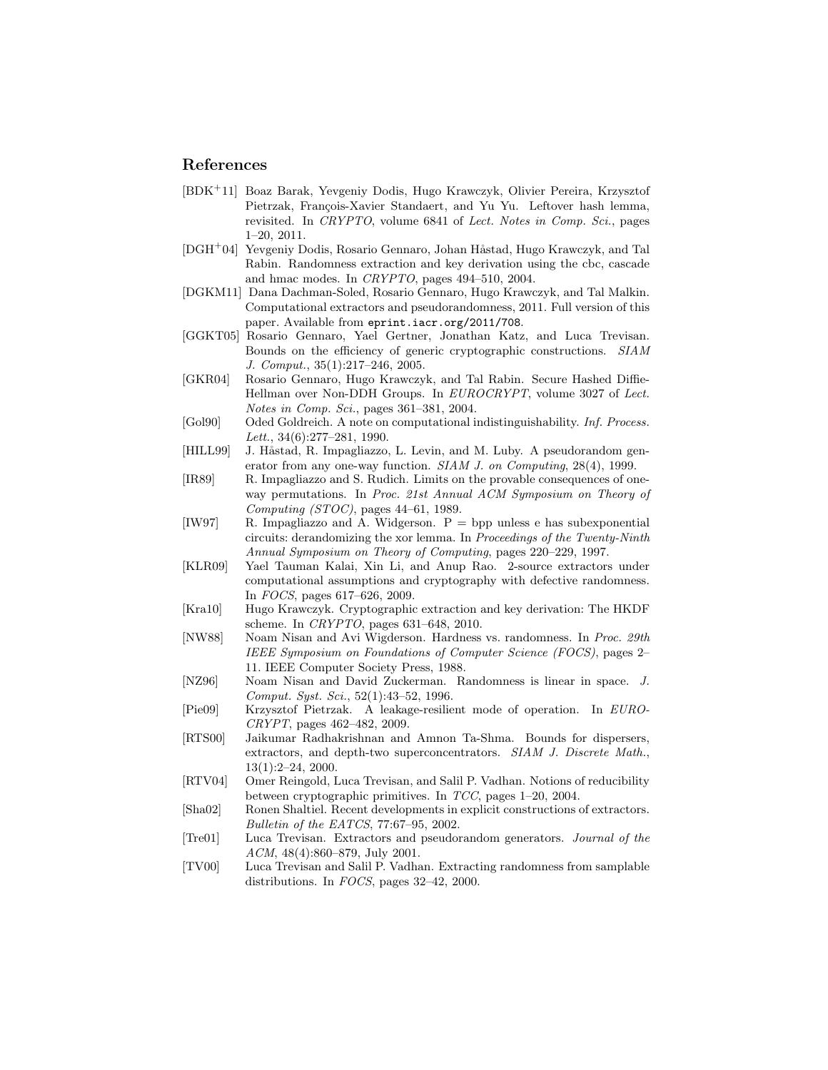## References

[BDK+11] Boaz Barak, Yevgeniy Dodis, Hugo Krawczyk, Olivier Pereira, Krzysztof Pietrzak, François-Xavier Standaert, and Yu Yu. Leftover hash lemma, revisited. In *CRYPTO*, volume 6841 of *Lect. Notes in Comp. Sci.*, pages 1–20, 2011.

[DGH+04] Yevgeniy Dodis, Rosario Gennaro, Johan Håstad, Hugo Krawczyk, and Tal Rabin. Randomness extraction and key derivation using the cbc, cascade and hmac modes. In *CRYPTO*, pages 494–510, 2004.

[DGKM11] Dana Dachman-Soled, Rosario Gennaro, Hugo Krawczyk, and Tal Malkin. Computational extractors and pseudorandomness, 2011. Full version of this paper. Available from `eprint.iacr.org/2011/708`.

[GGKT05] Rosario Gennaro, Yael Gertner, Jonathan Katz, and Luca Trevisan. Bounds on the efficiency of generic cryptographic constructions. *SIAM J. Comput.*, 35(1):217–246, 2005.

[GKR04] Rosario Gennaro, Hugo Krawczyk, and Tal Rabin. Secure Hashed Diffie-Hellman over Non-DDH Groups. In *EUROCRYPT*, volume 3027 of *Lect. Notes in Comp. Sci.*, pages 361–381, 2004.

[Gol90] Oded Goldreich. A note on computational indistinguishability. *Inf. Process. Lett.*, 34(6):277–281, 1990.

[HILL99] J. Håstad, R. Impagliazzo, L. Levin, and M. Luby. A pseudorandom generator from any one-way function. *SIAM J. on Computing*, 28(4), 1999.

[IR89] R. Impagliazzo and S. Rudich. Limits on the provable consequences of one-way permutations. In *Proc. 21st Annual ACM Symposium on Theory of Computing (STOC)*, pages 44–61, 1989.

[IW97] R. Impagliazzo and A. Widgerson. P = bpp unless e has subexponential circuits: derandomizing the xor lemma. In *Proceedings of the Twenty-Ninth Annual Symposium on Theory of Computing*, pages 220–229, 1997.

[KLR09] Yael Tauman Kalai, Xin Li, and Anup Rao. 2-source extractors under computational assumptions and cryptography with defective randomness. In *FOCS*, pages 617–626, 2009.

[Kra10] Hugo Krawczyk. Cryptographic extraction and key derivation: The HKDF scheme. In *CRYPTO*, pages 631–648, 2010.

[NW88] Noam Nisan and Avi Wigderson. Hardness vs. randomness. In *Proc. 29th IEEE Symposium on Foundations of Computer Science (FOCS)*, pages 2–11. IEEE Computer Society Press, 1988.

[NZ96] Noam Nisan and David Zuckerman. Randomness is linear in space. *J. Comput. Syst. Sci.*, 52(1):43–52, 1996.

[Pie09] Krzysztof Pietrzak. A leakage-resilient mode of operation. In *EUROCRYPT*, pages 462–482, 2009.

[RTS00] Jaikumar Radhakrishnan and Amnon Ta-Shma. Bounds for dispersers, extractors, and depth-two superconcentrators. *SIAM J. Discrete Math.*, 13(1):2–24, 2000.

[RTV04] Omer Reingold, Luca Trevisan, and Salil P. Vadhan. Notions of reducibility between cryptographic primitives. In *TCC*, pages 1–20, 2004.

[Sha02] Ronen Shaltiel. Recent developments in explicit constructions of extractors. *Bulletin of the EATCS*, 77:67–95, 2002.

[Tre01] Luca Trevisan. Extractors and pseudorandom generators. *Journal of the ACM*, 48(4):860–879, July 2001.

[TV00] Luca Trevisan and Salil P. Vadhan. Extracting randomness from samplable distributions. In *FOCS*, pages 32–42, 2000.